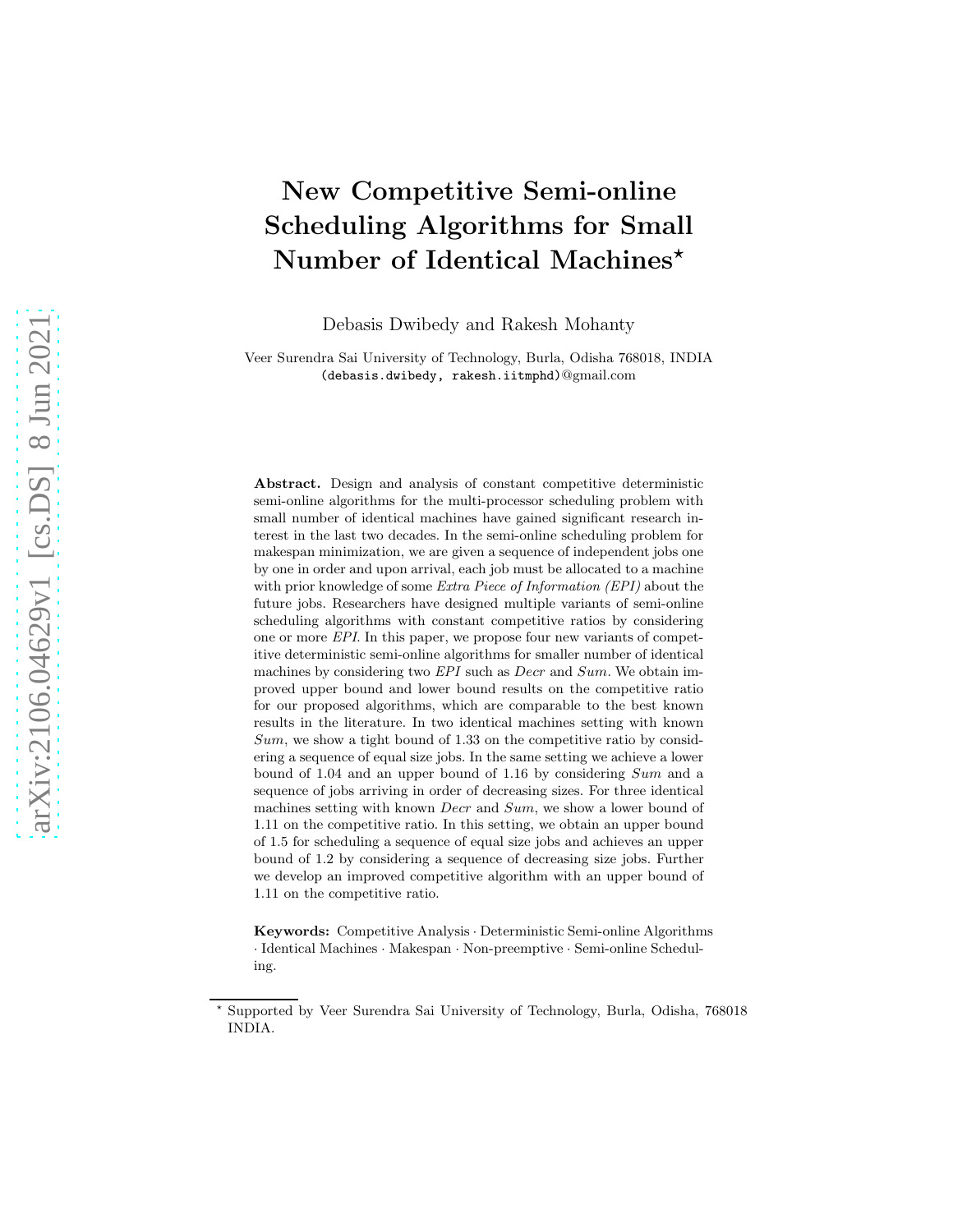# New Competitive Semi-online Scheduling Algorithms for Small Number of Identical Machines*

Debasis Dwibedy and Rakesh Mohanty

Veer Surendra Sai University of Technology, Burla, Odisha 768018, INDIA
(debasis.dwibedy, rakesh.iitmphd)@gmail.com

**Abstract.** Design and analysis of constant competitive deterministic semi-online algorithms for the multi-processor scheduling problem with small number of identical machines have gained significant research interest in the last two decades. In the semi-online scheduling problem for makespan minimization, we are given a sequence of independent jobs one by one in order and upon arrival, each job must be allocated to a machine with prior knowledge of some *Extra Piece of Information (EPI)* about the future jobs. Researchers have designed multiple variants of semi-online scheduling algorithms with constant competitive ratios by considering one or more *EPI*. In this paper, we propose four new variants of competitive deterministic semi-online algorithms for smaller number of identical machines by considering two *EPI* such as *Decr* and *Sum*. We obtain improved upper bound and lower bound results on the competitive ratio for our proposed algorithms, which are comparable to the best known results in the literature. In two identical machines setting with known *Sum*, we show a tight bound of 1.33 on the competitive ratio by considering a sequence of equal size jobs. In the same setting we achieve a lower bound of 1.04 and an upper bound of 1.16 by considering *Sum* and a sequence of jobs arriving in order of decreasing sizes. For three identical machines setting with known *Decr* and *Sum*, we show a lower bound of 1.11 on the competitive ratio. In this setting, we obtain an upper bound of 1.5 for scheduling a sequence of equal size jobs and achieves an upper bound of 1.2 by considering a sequence of decreasing size jobs. Further we develop an improved competitive algorithm with an upper bound of 1.11 on the competitive ratio.

**Keywords:** Competitive Analysis · Deterministic Semi-online Algorithms · Identical Machines · Makespan · Non-preemptive · Semi-online Scheduling.

---

* Supported by Veer Surendra Sai University of Technology, Burla, Odisha, 768018 INDIA.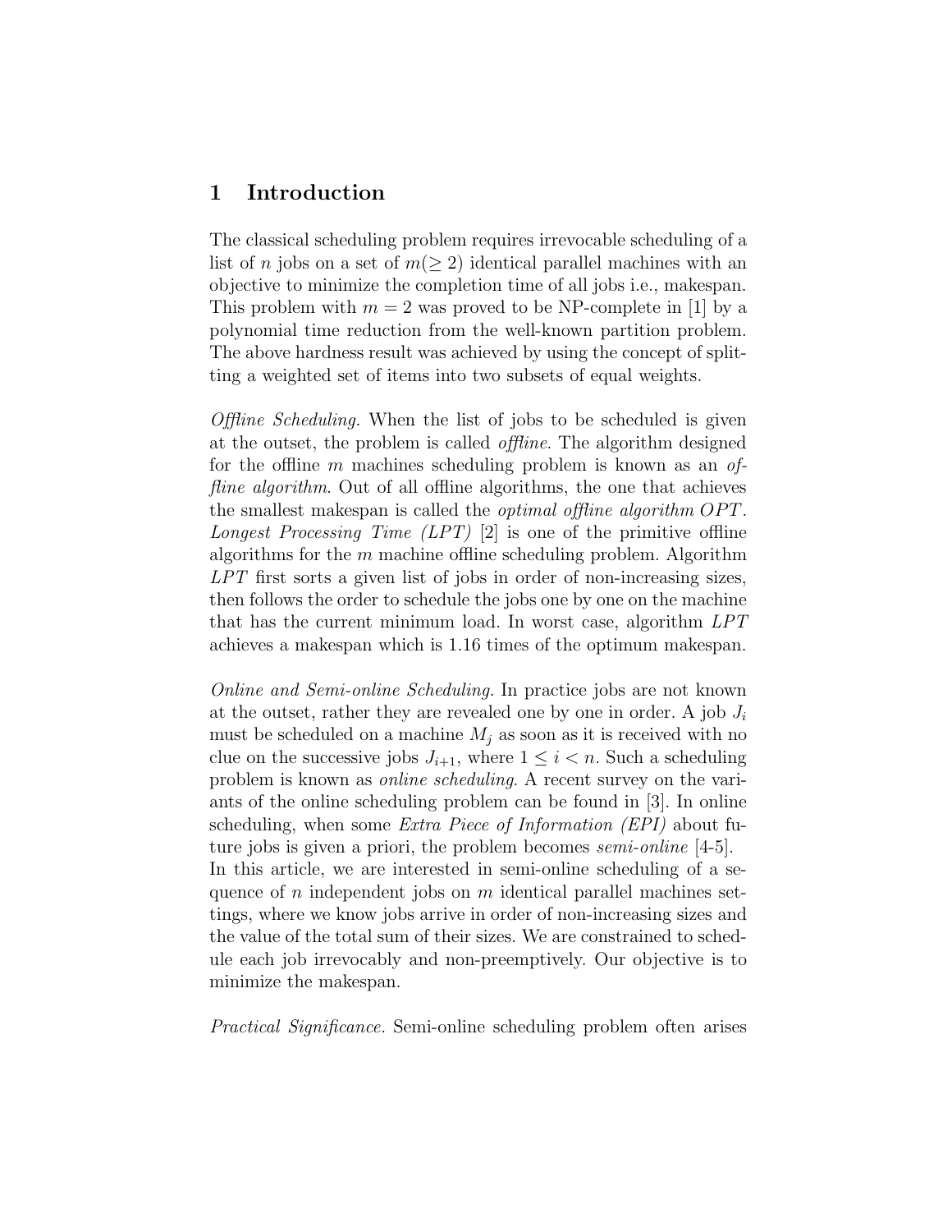## 1 Introduction

The classical scheduling problem requires irrevocable scheduling of a list of $n$ jobs on a set of $m(\geq 2)$ identical parallel machines with an objective to minimize the completion time of all jobs i.e., makespan. This problem with $m = 2$ was proved to be NP-complete in [1] by a polynomial time reduction from the well-known partition problem. The above hardness result was achieved by using the concept of splitting a weighted set of items into two subsets of equal weights.

*Offline Scheduling.* When the list of jobs to be scheduled is given at the outset, the problem is called *offline*. The algorithm designed for the offline $m$ machines scheduling problem is known as an *offline algorithm*. Out of all offline algorithms, the one that achieves the smallest makespan is called the *optimal offline algorithm* $OPT$. *Longest Processing Time (LPT)* [2] is one of the primitive offline algorithms for the $m$ machine offline scheduling problem. Algorithm $LPT$ first sorts a given list of jobs in order of non-increasing sizes, then follows the order to schedule the jobs one by one on the machine that has the current minimum load. In worst case, algorithm $LPT$ achieves a makespan which is 1.16 times of the optimum makespan.

*Online and Semi-online Scheduling.* In practice jobs are not known at the outset, rather they are revealed one by one in order. A job $J_i$ must be scheduled on a machine $M_j$ as soon as it is received with no clue on the successive jobs $J_{i+1}$, where $1 \leq i < n$. Such a scheduling problem is known as *online scheduling*. A recent survey on the variants of the online scheduling problem can be found in [3]. In online scheduling, when some *Extra Piece of Information (EPI)* about future jobs is given a priori, the problem becomes *semi-online* [4-5]. In this article, we are interested in semi-online scheduling of a sequence of $n$ independent jobs on $m$ identical parallel machines settings, where we know jobs arrive in order of non-increasing sizes and the value of the total sum of their sizes. We are constrained to schedule each job irrevocably and non-preemptively. Our objective is to minimize the makespan.

*Practical Significance.* Semi-online scheduling problem often arises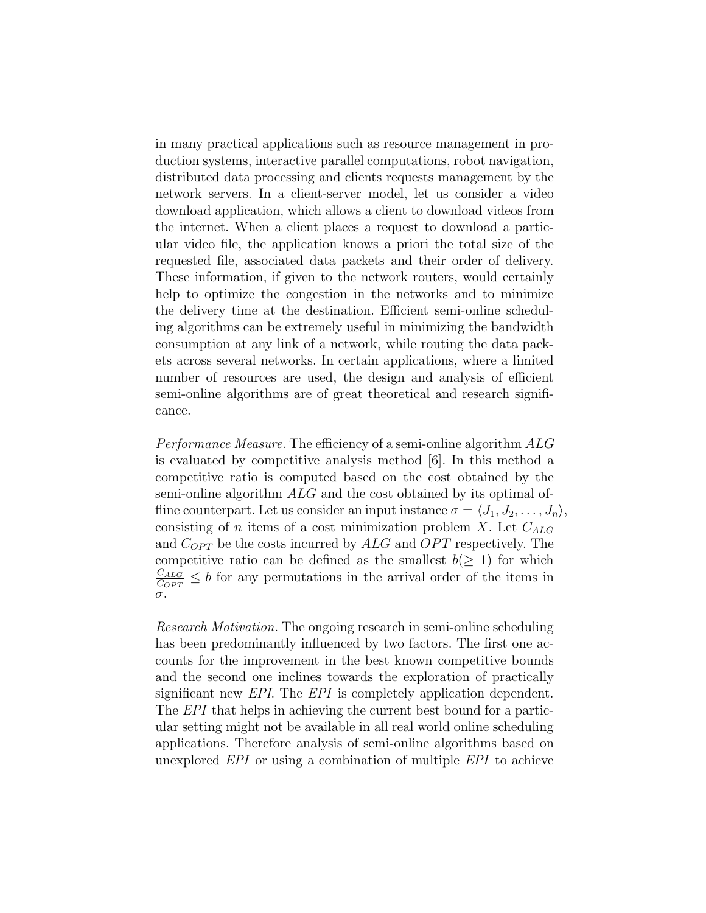in many practical applications such as resource management in production systems, interactive parallel computations, robot navigation, distributed data processing and clients requests management by the network servers. In a client-server model, let us consider a video download application, which allows a client to download videos from the internet. When a client places a request to download a particular video file, the application knows a priori the total size of the requested file, associated data packets and their order of delivery. These information, if given to the network routers, would certainly help to optimize the congestion in the networks and to minimize the delivery time at the destination. Efficient semi-online scheduling algorithms can be extremely useful in minimizing the bandwidth consumption at any link of a network, while routing the data packets across several networks. In certain applications, where a limited number of resources are used, the design and analysis of efficient semi-online algorithms are of great theoretical and research significance.

*Performance Measure.* The efficiency of a semi-online algorithm $ALG$ is evaluated by competitive analysis method [6]. In this method a competitive ratio is computed based on the cost obtained by the semi-online algorithm $ALG$ and the cost obtained by its optimal offline counterpart. Let us consider an input instance $\sigma = \langle J_1, J_2, \ldots, J_n \rangle$, consisting of $n$ items of a cost minimization problem $X$. Let $C_{ALG}$ and $C_{OPT}$ be the costs incurred by $ALG$ and $OPT$ respectively. The competitive ratio can be defined as the smallest $b(\geq 1)$ for which $\frac{C_{ALG}}{C_{OPT}} \leq b$ for any permutations in the arrival order of the items in $\sigma$.

*Research Motivation.* The ongoing research in semi-online scheduling has been predominantly influenced by two factors. The first one accounts for the improvement in the best known competitive bounds and the second one inclines towards the exploration of practically significant new *EPI*. The *EPI* is completely application dependent. The *EPI* that helps in achieving the current best bound for a particular setting might not be available in all real world online scheduling applications. Therefore analysis of semi-online algorithms based on unexplored *EPI* or using a combination of multiple *EPI* to achieve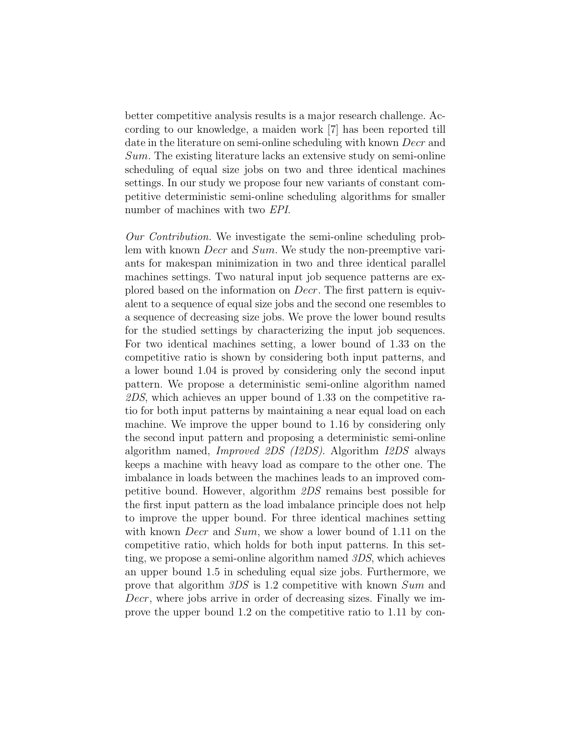better competitive analysis results is a major research challenge. According to our knowledge, a maiden work [7] has been reported till date in the literature on semi-online scheduling with known *Decr* and *Sum*. The existing literature lacks an extensive study on semi-online scheduling of equal size jobs on two and three identical machines settings. In our study we propose four new variants of constant competitive deterministic semi-online scheduling algorithms for smaller number of machines with two *EPI*.

*Our Contribution.* We investigate the semi-online scheduling problem with known *Decr* and *Sum*. We study the non-preemptive variants for makespan minimization in two and three identical parallel machines settings. Two natural input job sequence patterns are explored based on the information on *Decr*. The first pattern is equivalent to a sequence of equal size jobs and the second one resembles to a sequence of decreasing size jobs. We prove the lower bound results for the studied settings by characterizing the input job sequences. For two identical machines setting, a lower bound of 1.33 on the competitive ratio is shown by considering both input patterns, and a lower bound 1.04 is proved by considering only the second input pattern. We propose a deterministic semi-online algorithm named *2DS*, which achieves an upper bound of 1.33 on the competitive ratio for both input patterns by maintaining a near equal load on each machine. We improve the upper bound to 1.16 by considering only the second input pattern and proposing a deterministic semi-online algorithm named, *Improved 2DS (I2DS)*. Algorithm *I2DS* always keeps a machine with heavy load as compare to the other one. The imbalance in loads between the machines leads to an improved competitive bound. However, algorithm *2DS* remains best possible for the first input pattern as the load imbalance principle does not help to improve the upper bound. For three identical machines setting with known *Decr* and *Sum*, we show a lower bound of 1.11 on the competitive ratio, which holds for both input patterns. In this setting, we propose a semi-online algorithm named *3DS*, which achieves an upper bound 1.5 in scheduling equal size jobs. Furthermore, we prove that algorithm *3DS* is 1.2 competitive with known *Sum* and *Decr*, where jobs arrive in order of decreasing sizes. Finally we improve the upper bound 1.2 on the competitive ratio to 1.11 by con-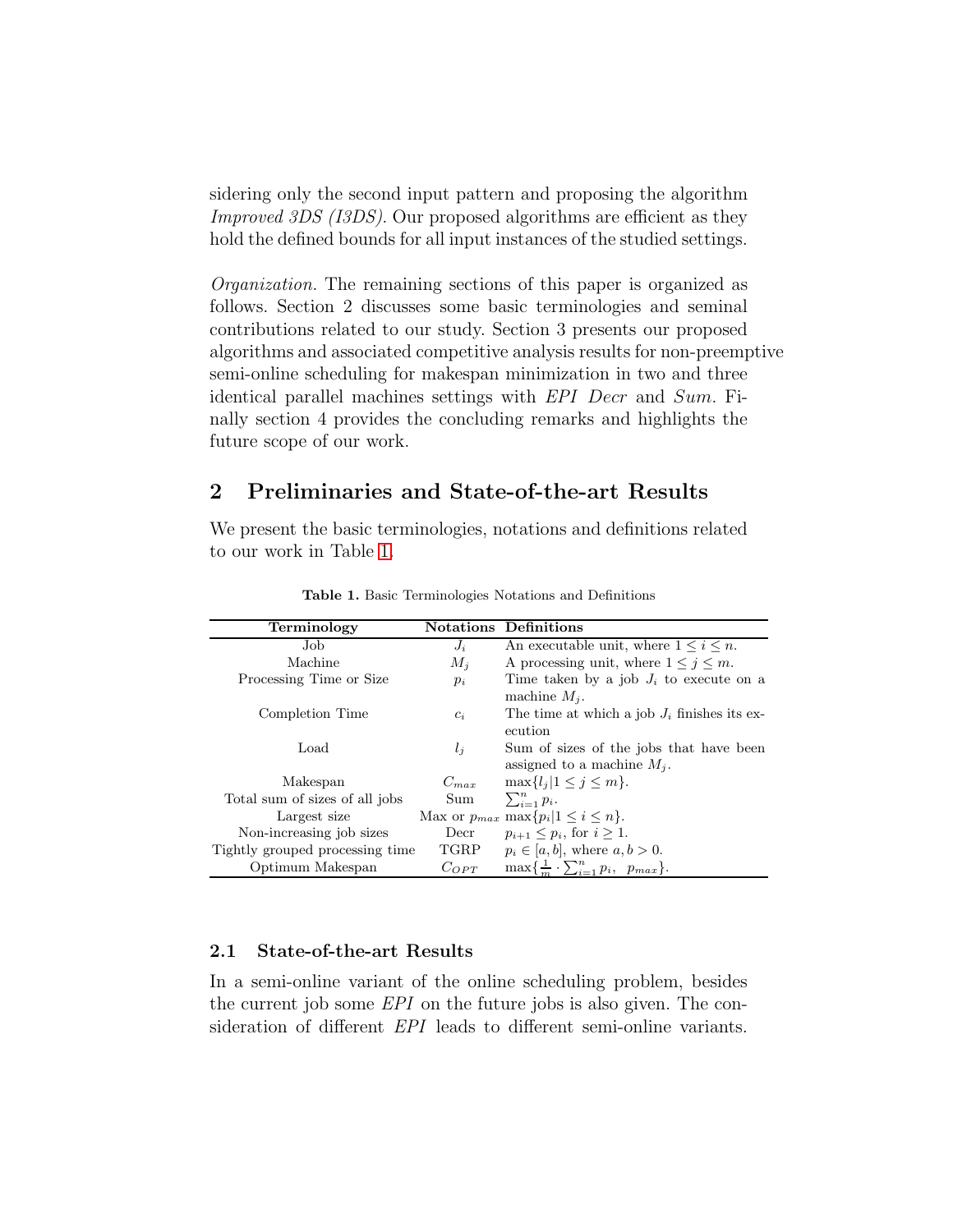sidering only the second input pattern and proposing the algorithm *Improved 3DS (I3DS)*. Our proposed algorithms are efficient as they hold the defined bounds for all input instances of the studied settings.

*Organization.* The remaining sections of this paper is organized as follows. Section 2 discusses some basic terminologies and seminal contributions related to our study. Section 3 presents our proposed algorithms and associated competitive analysis results for non-preemptive semi-online scheduling for makespan minimization in two and three identical parallel machines settings with *EPI Decr* and *Sum*. Finally section 4 provides the concluding remarks and highlights the future scope of our work.

## 2 Preliminaries and State-of-the-art Results

We present the basic terminologies, notations and definitions related to our work in Table 1.

**Table 1.** Basic Terminologies Notations and Definitions

| Terminology | Notations | Definitions |
|---|---|---|
| Job | $J_i$ | An executable unit, where $1 \leq i \leq n$. |
| Machine | $M_j$ | A processing unit, where $1 \leq j \leq m$. |
| Processing Time or Size | $p_i$ | Time taken by a job $J_i$ to execute on a machine $M_j$. |
| Completion Time | $c_i$ | The time at which a job $J_i$ finishes its execution |
| Load | $l_j$ | Sum of sizes of the jobs that have been assigned to a machine $M_j$. |
| Makespan | $C_{max}$ | $\max\{l_j \mid 1 \leq j \leq m\}$. |
| Total sum of sizes of all jobs | Sum | $\sum_{i=1}^{n} p_i$. |
| Largest size | Max or $p_{max}$ | $\max\{p_i \mid 1 \leq i \leq n\}$. |
| Non-increasing job sizes | Decr | $p_{i+1} \leq p_i$, for $i \geq 1$. |
| Tightly grouped processing time | TGRP | $p_i \in [a, b]$, where $a, b > 0$. |
| Optimum Makespan | $C_{OPT}$ | $\max\{\frac{1}{m} \cdot \sum_{i=1}^{n} p_i, \;\; p_{max}\}$. |

### 2.1 State-of-the-art Results

In a semi-online variant of the online scheduling problem, besides the current job some *EPI* on the future jobs is also given. The consideration of different *EPI* leads to different semi-online variants.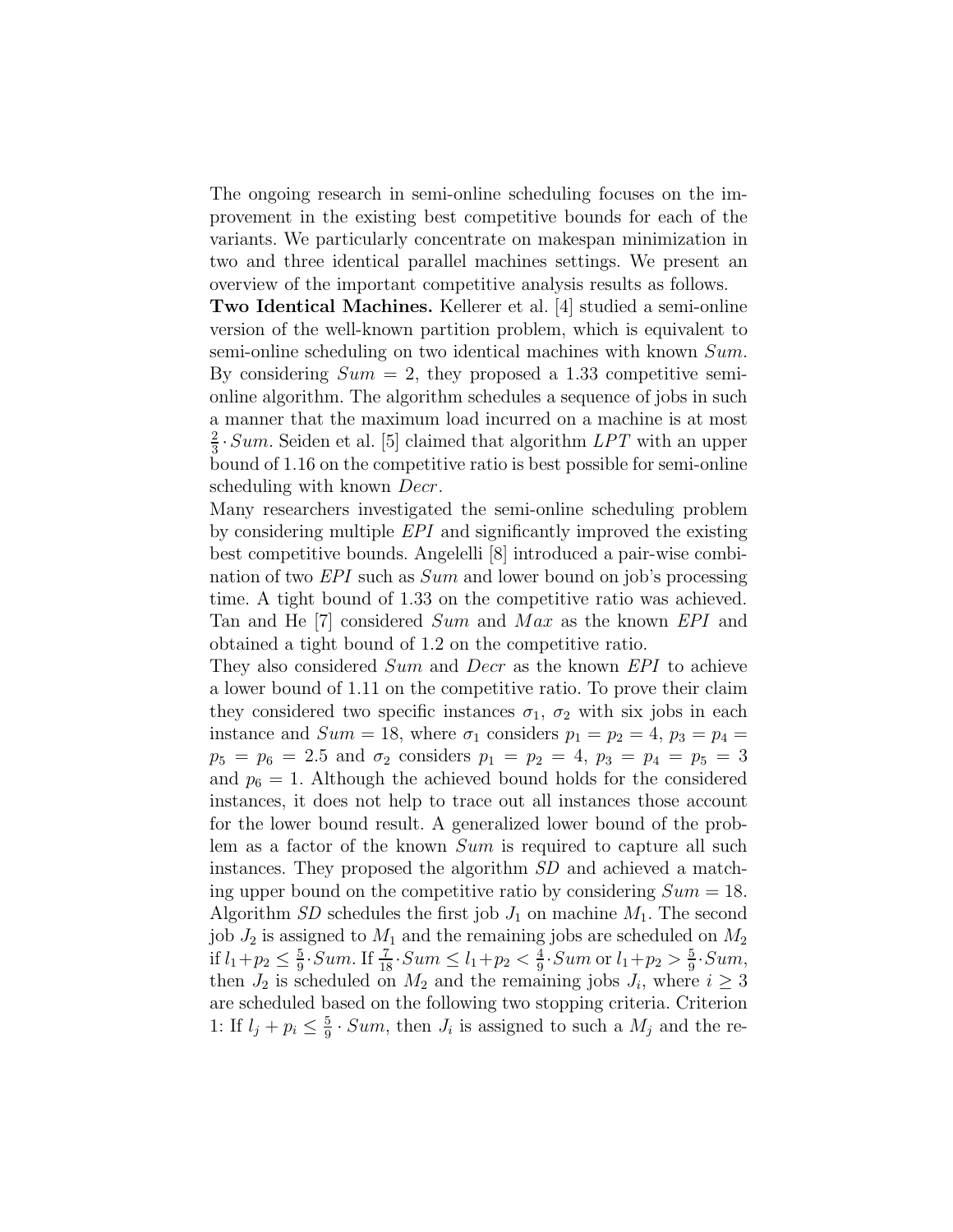The ongoing research in semi-online scheduling focuses on the improvement in the existing best competitive bounds for each of the variants. We particularly concentrate on makespan minimization in two and three identical parallel machines settings. We present an overview of the important competitive analysis results as follows.

**Two Identical Machines.** Kellerer et al. [4] studied a semi-online version of the well-known partition problem, which is equivalent to semi-online scheduling on two identical machines with known $Sum$. By considering $Sum = 2$, they proposed a 1.33 competitive semi-online algorithm. The algorithm schedules a sequence of jobs in such a manner that the maximum load incurred on a machine is at most $\frac{2}{3} \cdot Sum$. Seiden et al. [5] claimed that algorithm $LPT$ with an upper bound of 1.16 on the competitive ratio is best possible for semi-online scheduling with known $Decr$.

Many researchers investigated the semi-online scheduling problem by considering multiple *EPI* and significantly improved the existing best competitive bounds. Angelelli [8] introduced a pair-wise combination of two *EPI* such as $Sum$ and lower bound on job's processing time. A tight bound of 1.33 on the competitive ratio was achieved. Tan and He [7] considered $Sum$ and $Max$ as the known *EPI* and obtained a tight bound of 1.2 on the competitive ratio.

They also considered $Sum$ and $Decr$ as the known *EPI* to achieve a lower bound of 1.11 on the competitive ratio. To prove their claim they considered two specific instances $\sigma_1$, $\sigma_2$ with six jobs in each instance and $Sum = 18$, where $\sigma_1$ considers $p_1 = p_2 = 4$, $p_3 = p_4 = p_5 = p_6 = 2.5$ and $\sigma_2$ considers $p_1 = p_2 = 4$, $p_3 = p_4 = p_5 = 3$ and $p_6 = 1$. Although the achieved bound holds for the considered instances, it does not help to trace out all instances those account for the lower bound result. A generalized lower bound of the problem as a factor of the known $Sum$ is required to capture all such instances. They proposed the algorithm *SD* and achieved a matching upper bound on the competitive ratio by considering $Sum = 18$. Algorithm *SD* schedules the first job $J_1$ on machine $M_1$. The second job $J_2$ is assigned to $M_1$ and the remaining jobs are scheduled on $M_2$ if $l_1 + p_2 \leq \frac{5}{9} \cdot Sum$. If $\frac{7}{18} \cdot Sum \leq l_1 + p_2 < \frac{4}{9} \cdot Sum$ or $l_1 + p_2 > \frac{5}{9} \cdot Sum$, then $J_2$ is scheduled on $M_2$ and the remaining jobs $J_i$, where $i \geq 3$ are scheduled based on the following two stopping criteria. Criterion 1: If $l_j + p_i \leq \frac{5}{9} \cdot Sum$, then $J_i$ is assigned to such a $M_j$ and the re-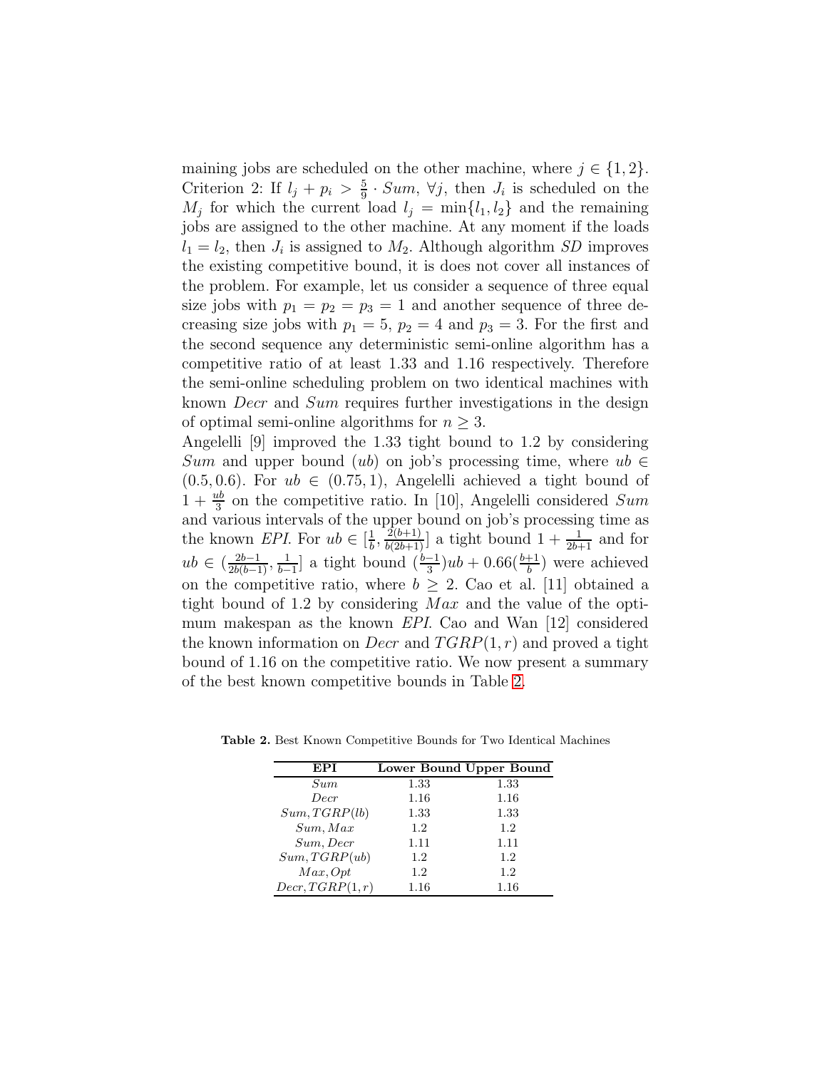maining jobs are scheduled on the other machine, where $j \in \{1, 2\}$. Criterion 2: If $l_j + p_i > \frac{5}{9} \cdot Sum$, $\forall j$, then $J_i$ is scheduled on the $M_j$ for which the current load $l_j = \min\{l_1, l_2\}$ and the remaining jobs are assigned to the other machine. At any moment if the loads $l_1 = l_2$, then $J_i$ is assigned to $M_2$. Although algorithm *SD* improves the existing competitive bound, it is does not cover all instances of the problem. For example, let us consider a sequence of three equal size jobs with $p_1 = p_2 = p_3 = 1$ and another sequence of three decreasing size jobs with $p_1 = 5$, $p_2 = 4$ and $p_3 = 3$. For the first and the second sequence any deterministic semi-online algorithm has a competitive ratio of at least 1.33 and 1.16 respectively. Therefore the semi-online scheduling problem on two identical machines with known *Decr* and *Sum* requires further investigations in the design of optimal semi-online algorithms for $n \geq 3$.

Angelelli [9] improved the 1.33 tight bound to 1.2 by considering *Sum* and upper bound (*ub*) on job's processing time, where $ub \in (0.5, 0.6)$. For $ub \in (0.75, 1)$, Angelelli achieved a tight bound of $1 + \frac{ub}{3}$ on the competitive ratio. In [10], Angelelli considered *Sum* and various intervals of the upper bound on job's processing time as the known *EPI*. For $ub \in [\frac{1}{b}, \frac{2(b+1)}{b(2b+1)}]$ a tight bound $1 + \frac{1}{2b+1}$ and for $ub \in (\frac{2b-1}{2b(b-1)}, \frac{1}{b-1}]$ a tight bound $(\frac{b-1}{3})ub + 0.66(\frac{b+1}{b})$ were achieved on the competitive ratio, where $b \geq 2$. Cao et al. [11] obtained a tight bound of 1.2 by considering *Max* and the value of the optimum makespan as the known *EPI*. Cao and Wan [12] considered the known information on *Decr* and $TGRP(1, r)$ and proved a tight bound of 1.16 on the competitive ratio. We now present a summary of the best known competitive bounds in Table 2.

**Table 2.** Best Known Competitive Bounds for Two Identical Machines

| EPI | Lower Bound | Upper Bound |
|---|---|---|
| $Sum$ | 1.33 | 1.33 |
| $Decr$ | 1.16 | 1.16 |
| $Sum, TGRP(lb)$ | 1.33 | 1.33 |
| $Sum, Max$ | 1.2 | 1.2 |
| $Sum, Decr$ | 1.11 | 1.11 |
| $Sum, TGRP(ub)$ | 1.2 | 1.2 |
| $Max, Opt$ | 1.2 | 1.2 |
| $Decr, TGRP(1, r)$ | 1.16 | 1.16 |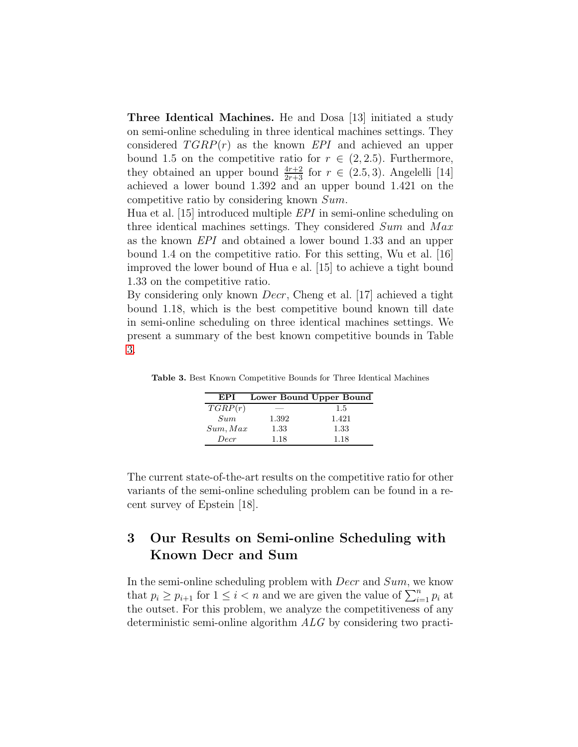**Three Identical Machines.** He and Dosa [13] initiated a study on semi-online scheduling in three identical machines settings. They considered $TGRP(r)$ as the known $EPI$ and achieved an upper bound 1.5 on the competitive ratio for $r \in (2, 2.5)$. Furthermore, they obtained an upper bound $\frac{4r+2}{2r+3}$ for $r \in (2.5, 3)$. Angelelli [14] achieved a lower bound 1.392 and an upper bound 1.421 on the competitive ratio by considering known $Sum$.

Hua et al. [15] introduced multiple $EPI$ in semi-online scheduling on three identical machines settings. They considered $Sum$ and $Max$ as the known $EPI$ and obtained a lower bound 1.33 and an upper bound 1.4 on the competitive ratio. For this setting, Wu et al. [16] improved the lower bound of Hua e al. [15] to achieve a tight bound 1.33 on the competitive ratio.

By considering only known $Decr$, Cheng et al. [17] achieved a tight bound 1.18, which is the best competitive bound known till date in semi-online scheduling on three identical machines settings. We present a summary of the best known competitive bounds in Table 3.

**Table 3.** Best Known Competitive Bounds for Three Identical Machines

| EPI | Lower Bound | Upper Bound |
|---|---|---|
| $TGRP(r)$ | — | 1.5 |
| $Sum$ | 1.392 | 1.421 |
| $Sum, Max$ | 1.33 | 1.33 |
| $Decr$ | 1.18 | 1.18 |

The current state-of-the-art results on the competitive ratio for other variants of the semi-online scheduling problem can be found in a recent survey of Epstein [18].

## 3 Our Results on Semi-online Scheduling with Known Decr and Sum

In the semi-online scheduling problem with $Decr$ and $Sum$, we know that $p_i \geq p_{i+1}$ for $1 \leq i < n$ and we are given the value of $\sum_{i=1}^{n} p_i$ at the outset. For this problem, we analyze the competitiveness of any deterministic semi-online algorithm $ALG$ by considering two practi-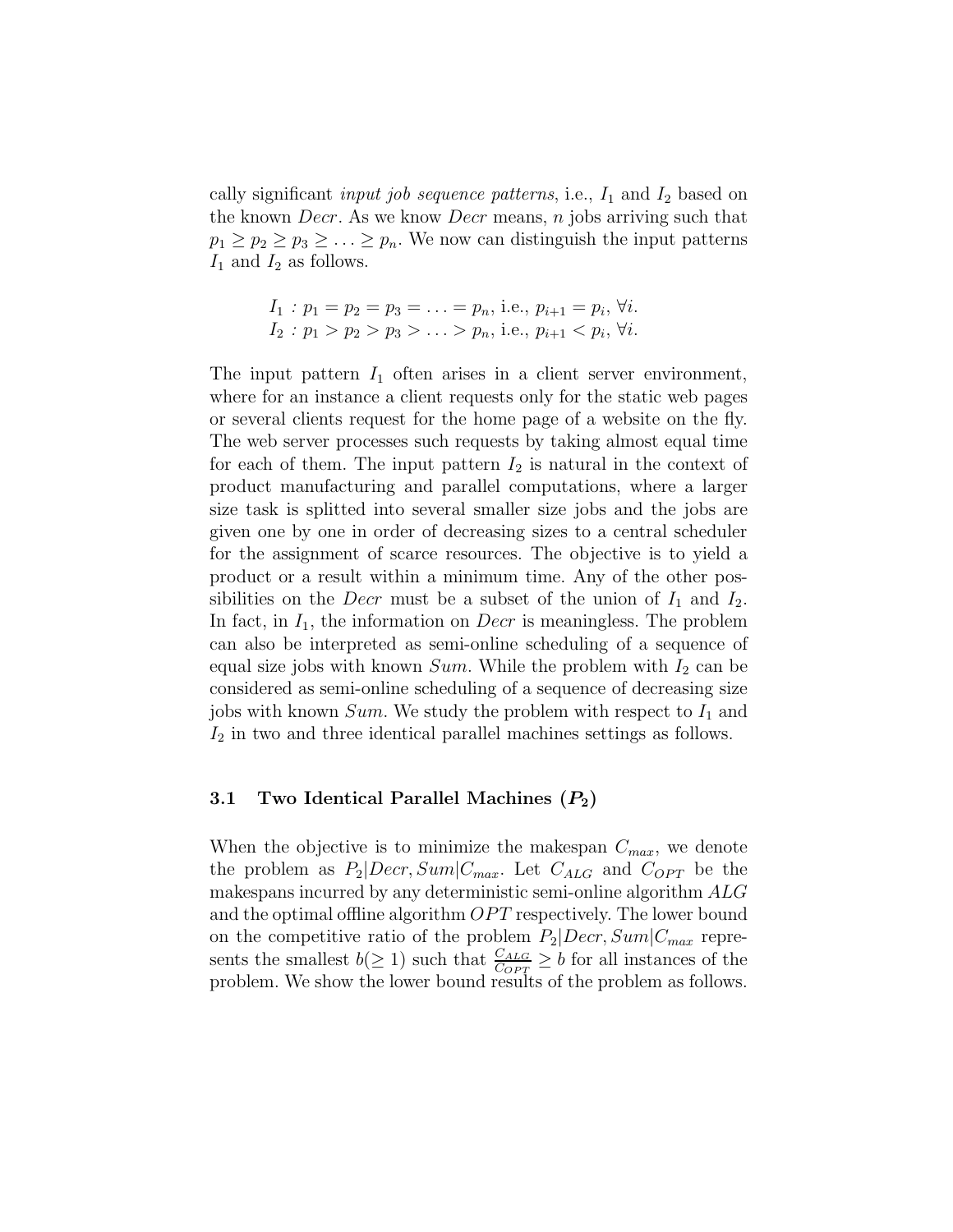cally significant *input job sequence patterns*, i.e., $I_1$ and $I_2$ based on the known *Decr*. As we know *Decr* means, $n$ jobs arriving such that $p_1 \geq p_2 \geq p_3 \geq \ldots \geq p_n$. We now can distinguish the input patterns $I_1$ and $I_2$ as follows.

$I_1 : p_1 = p_2 = p_3 = \ldots = p_n$, i.e., $p_{i+1} = p_i$, $\forall i$.
$I_2 : p_1 > p_2 > p_3 > \ldots > p_n$, i.e., $p_{i+1} < p_i$, $\forall i$.

The input pattern $I_1$ often arises in a client server environment, where for an instance a client requests only for the static web pages or several clients request for the home page of a website on the fly. The web server processes such requests by taking almost equal time for each of them. The input pattern $I_2$ is natural in the context of product manufacturing and parallel computations, where a larger size task is splitted into several smaller size jobs and the jobs are given one by one in order of decreasing sizes to a central scheduler for the assignment of scarce resources. The objective is to yield a product or a result within a minimum time. Any of the other possibilities on the *Decr* must be a subset of the union of $I_1$ and $I_2$. In fact, in $I_1$, the information on *Decr* is meaningless. The problem can also be interpreted as semi-online scheduling of a sequence of equal size jobs with known *Sum*. While the problem with $I_2$ can be considered as semi-online scheduling of a sequence of decreasing size jobs with known *Sum*. We study the problem with respect to $I_1$ and $I_2$ in two and three identical parallel machines settings as follows.

### 3.1 Two Identical Parallel Machines ($P_2$)

When the objective is to minimize the makespan $C_{max}$, we denote the problem as $P_2|Decr, Sum|C_{max}$. Let $C_{ALG}$ and $C_{OPT}$ be the makespans incurred by any deterministic semi-online algorithm $ALG$ and the optimal offline algorithm $OPT$ respectively. The lower bound on the competitive ratio of the problem $P_2|Decr, Sum|C_{max}$ represents the smallest $b(\geq 1)$ such that $\frac{C_{ALG}}{C_{OPT}} \geq b$ for all instances of the problem. We show the lower bound results of the problem as follows.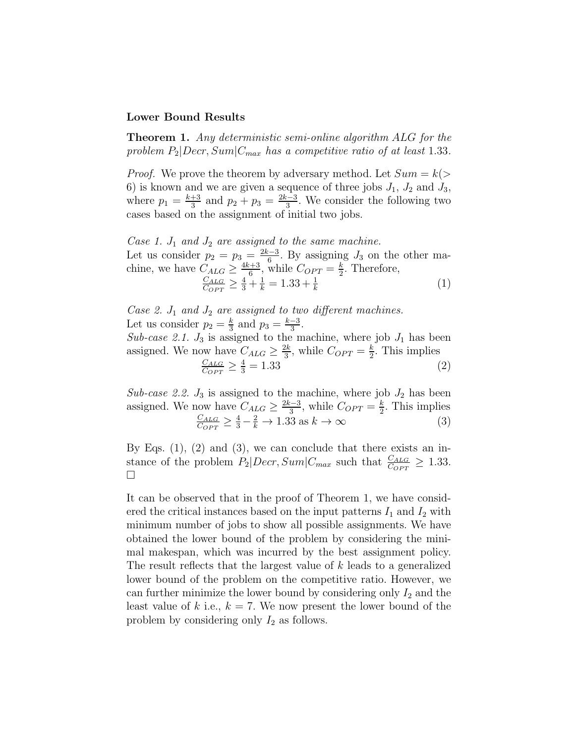**Lower Bound Results**

**Theorem 1.** *Any deterministic semi-online algorithm ALG for the problem $P_2|Decr, Sum|C_{max}$ has a competitive ratio of at least 1.33.*

*Proof.* We prove the theorem by adversary method. Let $Sum = k(> 6)$ is known and we are given a sequence of three jobs $J_1$, $J_2$ and $J_3$, where $p_1 = \frac{k+3}{3}$ and $p_2 + p_3 = \frac{2k-3}{3}$. We consider the following two cases based on the assignment of initial two jobs.

*Case 1. $J_1$ and $J_2$ are assigned to the same machine.*
Let us consider $p_2 = p_3 = \frac{2k-3}{6}$. By assigning $J_3$ on the other machine, we have $C_{ALG} \geq \frac{4k+3}{6}$, while $C_{OPT} = \frac{k}{2}$. Therefore,

$$\frac{C_{ALG}}{C_{OPT}} \geq \frac{4}{3} + \frac{1}{k} = 1.33 + \frac{1}{k} \tag{1}$$

*Case 2. $J_1$ and $J_2$ are assigned to two different machines.*
Let us consider $p_2 = \frac{k}{3}$ and $p_3 = \frac{k-3}{3}$.
*Sub-case 2.1.* $J_3$ is assigned to the machine, where job $J_1$ has been assigned. We now have $C_{ALG} \geq \frac{2k}{3}$, while $C_{OPT} = \frac{k}{2}$. This implies

$$\frac{C_{ALG}}{C_{OPT}} \geq \frac{4}{3} = 1.33 \tag{2}$$

*Sub-case 2.2.* $J_3$ is assigned to the machine, where job $J_2$ has been assigned. We now have $C_{ALG} \geq \frac{2k-3}{3}$, while $C_{OPT} = \frac{k}{2}$. This implies

$$\frac{C_{ALG}}{C_{OPT}} \geq \frac{4}{3} - \frac{2}{k} \rightarrow 1.33 \text{ as } k \rightarrow \infty \tag{3}$$

By Eqs. (1), (2) and (3), we can conclude that there exists an instance of the problem $P_2|Decr, Sum|C_{max}$ such that $\frac{C_{ALG}}{C_{OPT}} \geq 1.33$. □

It can be observed that in the proof of Theorem 1, we have considered the critical instances based on the input patterns $I_1$ and $I_2$ with minimum number of jobs to show all possible assignments. We have obtained the lower bound of the problem by considering the minimal makespan, which was incurred by the best assignment policy. The result reflects that the largest value of $k$ leads to a generalized lower bound of the problem on the competitive ratio. However, we can further minimize the lower bound by considering only $I_2$ and the least value of $k$ i.e., $k = 7$. We now present the lower bound of the problem by considering only $I_2$ as follows.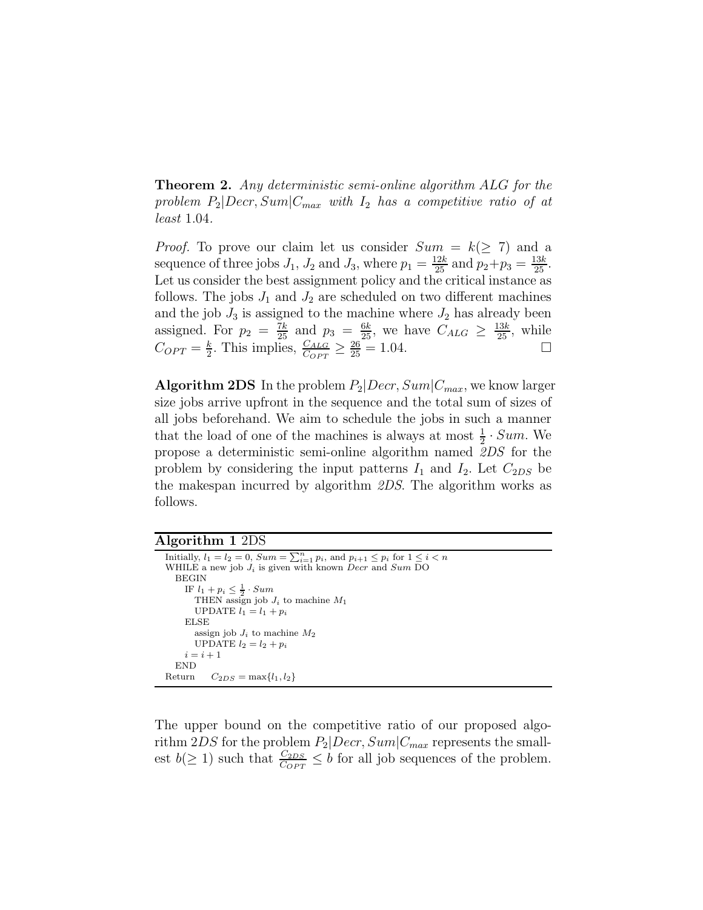**Theorem 2.** *Any deterministic semi-online algorithm ALG for the problem $P_2|Decr, Sum|C_{max}$ with $I_2$ has a competitive ratio of at least* 1.04.

*Proof.* To prove our claim let us consider $Sum = k(\geq 7)$ and a sequence of three jobs $J_1$, $J_2$ and $J_3$, where $p_1 = \frac{12k}{25}$ and $p_2+p_3 = \frac{13k}{25}$. Let us consider the best assignment policy and the critical instance as follows. The jobs $J_1$ and $J_2$ are scheduled on two different machines and the job $J_3$ is assigned to the machine where $J_2$ has already been assigned. For $p_2 = \frac{7k}{25}$ and $p_3 = \frac{6k}{25}$, we have $C_{ALG} \geq \frac{13k}{25}$, while $C_{OPT} = \frac{k}{2}$. This implies, $\frac{C_{ALG}}{C_{OPT}} \geq \frac{26}{25} = 1.04$. □

**Algorithm 2DS** In the problem $P_2|Decr, Sum|C_{max}$, we know larger size jobs arrive upfront in the sequence and the total sum of sizes of all jobs beforehand. We aim to schedule the jobs in such a manner that the load of one of the machines is always at most $\frac{1}{2} \cdot Sum$. We propose a deterministic semi-online algorithm named *2DS* for the problem by considering the input patterns $I_1$ and $I_2$. Let $C_{2DS}$ be the makespan incurred by algorithm *2DS*. The algorithm works as follows.

**Algorithm 1** 2DS

```
Initially, l_1 = l_2 = 0, Sum = ∑_{i=1}^{n} p_i, and p_{i+1} ≤ p_i for 1 ≤ i < n
WHILE a new job J_i is given with known Decr and Sum DO
  BEGIN
    IF l_1 + p_i ≤ (1/2) · Sum
      THEN assign job J_i to machine M_1
      UPDATE l_1 = l_1 + p_i
    ELSE
      assign job J_i to machine M_2
      UPDATE l_2 = l_2 + p_i
    i = i + 1
  END
Return    C_2DS = max{l_1, l_2}
```

The upper bound on the competitive ratio of our proposed algorithm $2DS$ for the problem $P_2|Decr, Sum|C_{max}$ represents the smallest $b(\geq 1)$ such that $\frac{C_{2DS}}{C_{OPT}} \leq b$ for all job sequences of the problem.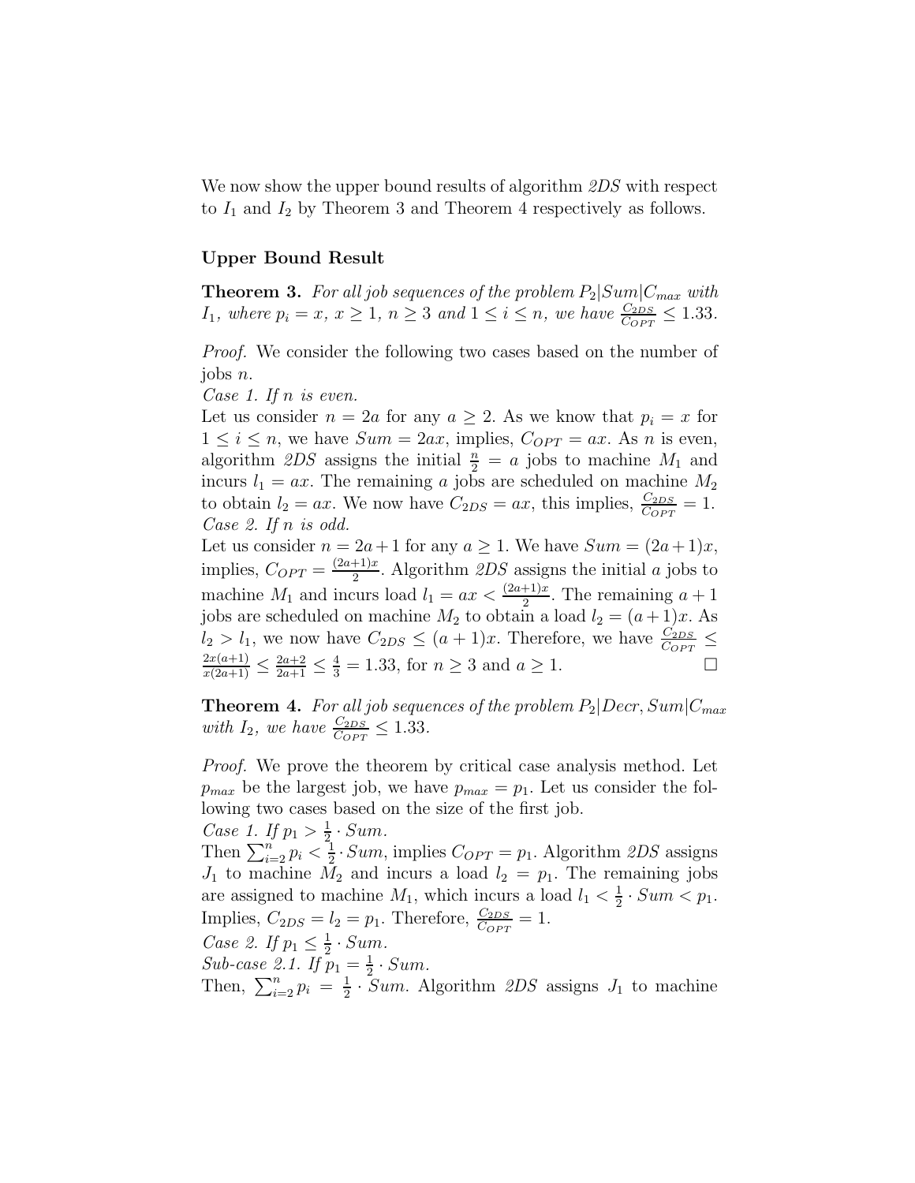We now show the upper bound results of algorithm *2DS* with respect to $I_1$ and $I_2$ by Theorem 3 and Theorem 4 respectively as follows.

**Upper Bound Result**

**Theorem 3.** *For all job sequences of the problem $P_2|Sum|C_{max}$ with $I_1$, where $p_i = x$, $x \geq 1$, $n \geq 3$ and $1 \leq i \leq n$, we have $\frac{C_{2DS}}{C_{OPT}} \leq 1.33$.*

*Proof.* We consider the following two cases based on the number of jobs $n$.

*Case 1. If $n$ is even.*

Let us consider $n = 2a$ for any $a \geq 2$. As we know that $p_i = x$ for $1 \leq i \leq n$, we have $Sum = 2ax$, implies, $C_{OPT} = ax$. As $n$ is even, algorithm *2DS* assigns the initial $\frac{n}{2} = a$ jobs to machine $M_1$ and incurs $l_1 = ax$. The remaining $a$ jobs are scheduled on machine $M_2$ to obtain $l_2 = ax$. We now have $C_{2DS} = ax$, this implies, $\frac{C_{2DS}}{C_{OPT}} = 1$.

*Case 2. If $n$ is odd.*

Let us consider $n = 2a+1$ for any $a \geq 1$. We have $Sum = (2a+1)x$, implies, $C_{OPT} = \frac{(2a+1)x}{2}$. Algorithm *2DS* assigns the initial $a$ jobs to machine $M_1$ and incurs load $l_1 = ax < \frac{(2a+1)x}{2}$. The remaining $a+1$ jobs are scheduled on machine $M_2$ to obtain a load $l_2 = (a+1)x$. As $l_2 > l_1$, we now have $C_{2DS} \leq (a+1)x$. Therefore, we have $\frac{C_{2DS}}{C_{OPT}} \leq \frac{2x(a+1)}{x(2a+1)} \leq \frac{2a+2}{2a+1} \leq \frac{4}{3} = 1.33$, for $n \geq 3$ and $a \geq 1$. □

**Theorem 4.** *For all job sequences of the problem $P_2|Decr, Sum|C_{max}$ with $I_2$, we have $\frac{C_{2DS}}{C_{OPT}} \leq 1.33$.*

*Proof.* We prove the theorem by critical case analysis method. Let $p_{max}$ be the largest job, we have $p_{max} = p_1$. Let us consider the following two cases based on the size of the first job.

*Case 1. If $p_1 > \frac{1}{2} \cdot Sum$.*

Then $\sum_{i=2}^{n} p_i < \frac{1}{2} \cdot Sum$, implies $C_{OPT} = p_1$. Algorithm *2DS* assigns $J_1$ to machine $M_2$ and incurs a load $l_2 = p_1$. The remaining jobs are assigned to machine $M_1$, which incurs a load $l_1 < \frac{1}{2} \cdot Sum < p_1$. Implies, $C_{2DS} = l_2 = p_1$. Therefore, $\frac{C_{2DS}}{C_{OPT}} = 1$.

*Case 2. If $p_1 \leq \frac{1}{2} \cdot Sum$.*

*Sub-case 2.1. If $p_1 = \frac{1}{2} \cdot Sum$.*

Then, $\sum_{i=2}^{n} p_i = \frac{1}{2} \cdot Sum$. Algorithm *2DS* assigns $J_1$ to machine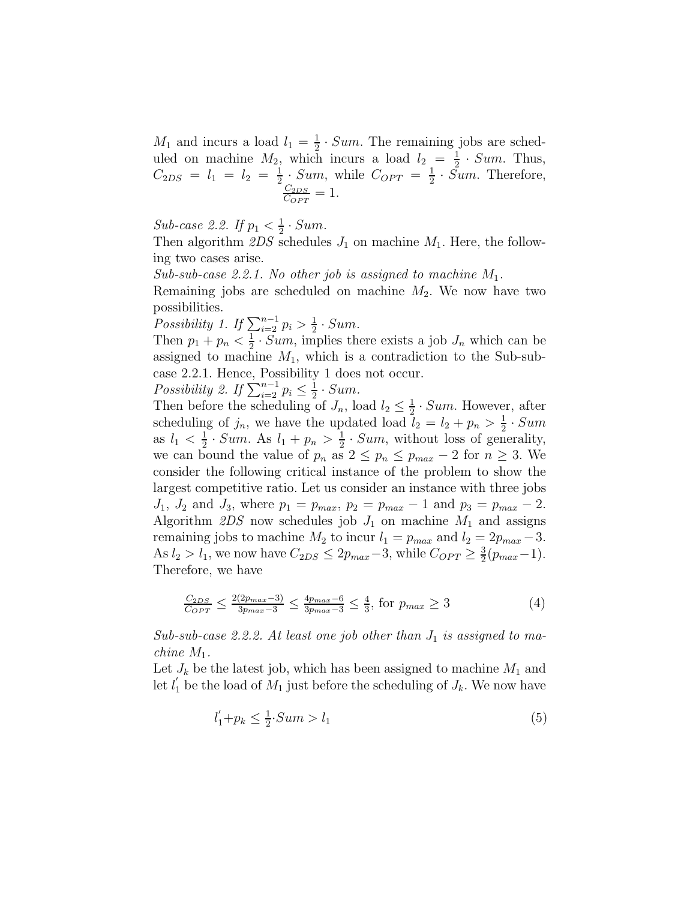$M_1$ and incurs a load $l_1 = \frac{1}{2} \cdot Sum$. The remaining jobs are scheduled on machine $M_2$, which incurs a load $l_2 = \frac{1}{2} \cdot Sum$. Thus, $C_{2DS} = l_1 = l_2 = \frac{1}{2} \cdot Sum$, while $C_{OPT} = \frac{1}{2} \cdot Sum$. Therefore, $\frac{C_{2DS}}{C_{OPT}} = 1$.

*Sub-case 2.2. If $p_1 < \frac{1}{2} \cdot Sum$.*
Then algorithm *2DS* schedules $J_1$ on machine $M_1$. Here, the following two cases arise.
*Sub-sub-case 2.2.1. No other job is assigned to machine $M_1$.*
Remaining jobs are scheduled on machine $M_2$. We now have two possibilities.
*Possibility 1. If $\sum_{i=2}^{n-1} p_i > \frac{1}{2} \cdot Sum$.*
Then $p_1 + p_n < \frac{1}{2} \cdot Sum$, implies there exists a job $J_n$ which can be assigned to machine $M_1$, which is a contradiction to the Sub-sub-case 2.2.1. Hence, Possibility 1 does not occur.
*Possibility 2. If $\sum_{i=2}^{n-1} p_i \leq \frac{1}{2} \cdot Sum$.*
Then before the scheduling of $J_n$, load $l_2 \leq \frac{1}{2} \cdot Sum$. However, after scheduling of $j_n$, we have the updated load $l_2 = l_2 + p_n > \frac{1}{2} \cdot Sum$ as $l_1 < \frac{1}{2} \cdot Sum$. As $l_1 + p_n > \frac{1}{2} \cdot Sum$, without loss of generality, we can bound the value of $p_n$ as $2 \leq p_n \leq p_{max} - 2$ for $n \geq 3$. We consider the following critical instance of the problem to show the largest competitive ratio. Let us consider an instance with three jobs $J_1$, $J_2$ and $J_3$, where $p_1 = p_{max}$, $p_2 = p_{max} - 1$ and $p_3 = p_{max} - 2$. Algorithm *2DS* now schedules job $J_1$ on machine $M_1$ and assigns remaining jobs to machine $M_2$ to incur $l_1 = p_{max}$ and $l_2 = 2p_{max} - 3$. As $l_2 > l_1$, we now have $C_{2DS} \leq 2p_{max} - 3$, while $C_{OPT} \geq \frac{3}{2}(p_{max} - 1)$. Therefore, we have

$$\frac{C_{2DS}}{C_{OPT}} \leq \frac{2(2p_{max}-3)}{3p_{max}-3} \leq \frac{4p_{max}-6}{3p_{max}-3} \leq \frac{4}{3}, \text{ for } p_{max} \geq 3 \tag{4}$$

*Sub-sub-case 2.2.2. At least one job other than $J_1$ is assigned to machine $M_1$.*
Let $J_k$ be the latest job, which has been assigned to machine $M_1$ and let $l_1^{'}$ be the load of $M_1$ just before the scheduling of $J_k$. We now have

$$l_1^{'} + p_k \leq \frac{1}{2} \cdot Sum > l_1 \tag{5}$$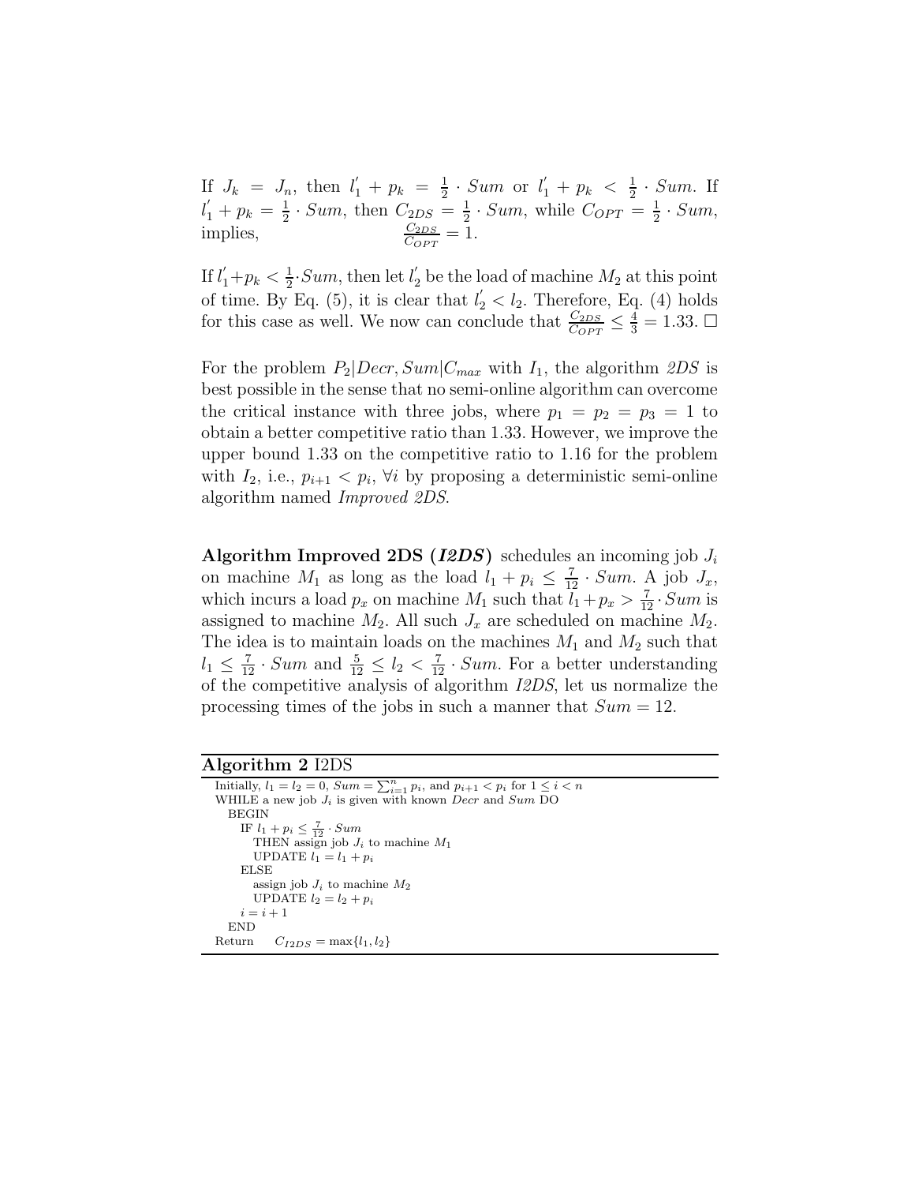If $J_k = J_n$, then $l_1^{'} + p_k = \frac{1}{2} \cdot Sum$ or $l_1^{'} + p_k < \frac{1}{2} \cdot Sum$. If $l_1^{'} + p_k = \frac{1}{2} \cdot Sum$, then $C_{2DS} = \frac{1}{2} \cdot Sum$, while $C_{OPT} = \frac{1}{2} \cdot Sum$, implies,
$$\frac{C_{2DS}}{C_{OPT}} = 1.$$

If $l_1^{'} + p_k < \frac{1}{2} \cdot Sum$, then let $l_2^{'}$ be the load of machine $M_2$ at this point of time. By Eq. (5), it is clear that $l_2^{'} < l_2$. Therefore, Eq. (4) holds for this case as well. We now can conclude that $\frac{C_{2DS}}{C_{OPT}} \leq \frac{4}{3} = 1.33$. □

For the problem $P_2|Decr, Sum|C_{max}$ with $I_1$, the algorithm *2DS* is best possible in the sense that no semi-online algorithm can overcome the critical instance with three jobs, where $p_1 = p_2 = p_3 = 1$ to obtain a better competitive ratio than 1.33. However, we improve the upper bound 1.33 on the competitive ratio to 1.16 for the problem with $I_2$, i.e., $p_{i+1} < p_i$, $\forall i$ by proposing a deterministic semi-online algorithm named *Improved 2DS*.

**Algorithm Improved 2DS (*I2DS*)** schedules an incoming job $J_i$ on machine $M_1$ as long as the load $l_1 + p_i \leq \frac{7}{12} \cdot Sum$. A job $J_x$, which incurs a load $p_x$ on machine $M_1$ such that $l_1 + p_x > \frac{7}{12} \cdot Sum$ is assigned to machine $M_2$. All such $J_x$ are scheduled on machine $M_2$. The idea is to maintain loads on the machines $M_1$ and $M_2$ such that $l_1 \leq \frac{7}{12} \cdot Sum$ and $\frac{5}{12} \leq l_2 < \frac{7}{12} \cdot Sum$. For a better understanding of the competitive analysis of algorithm *I2DS*, let us normalize the processing times of the jobs in such a manner that $Sum = 12$.

**Algorithm 2** I2DS

```
Initially, l1 = l2 = 0, Sum = Σ_{i=1}^{n} p_i, and p_{i+1} < p_i for 1 ≤ i < n
WHILE a new job J_i is given with known Decr and Sum DO
  BEGIN
    IF l1 + p_i ≤ 7/12 · Sum
      THEN assign job J_i to machine M1
      UPDATE l1 = l1 + p_i
    ELSE
      assign job J_i to machine M2
      UPDATE l2 = l2 + p_i
    i = i + 1
  END
Return    C_I2DS = max{l1, l2}
```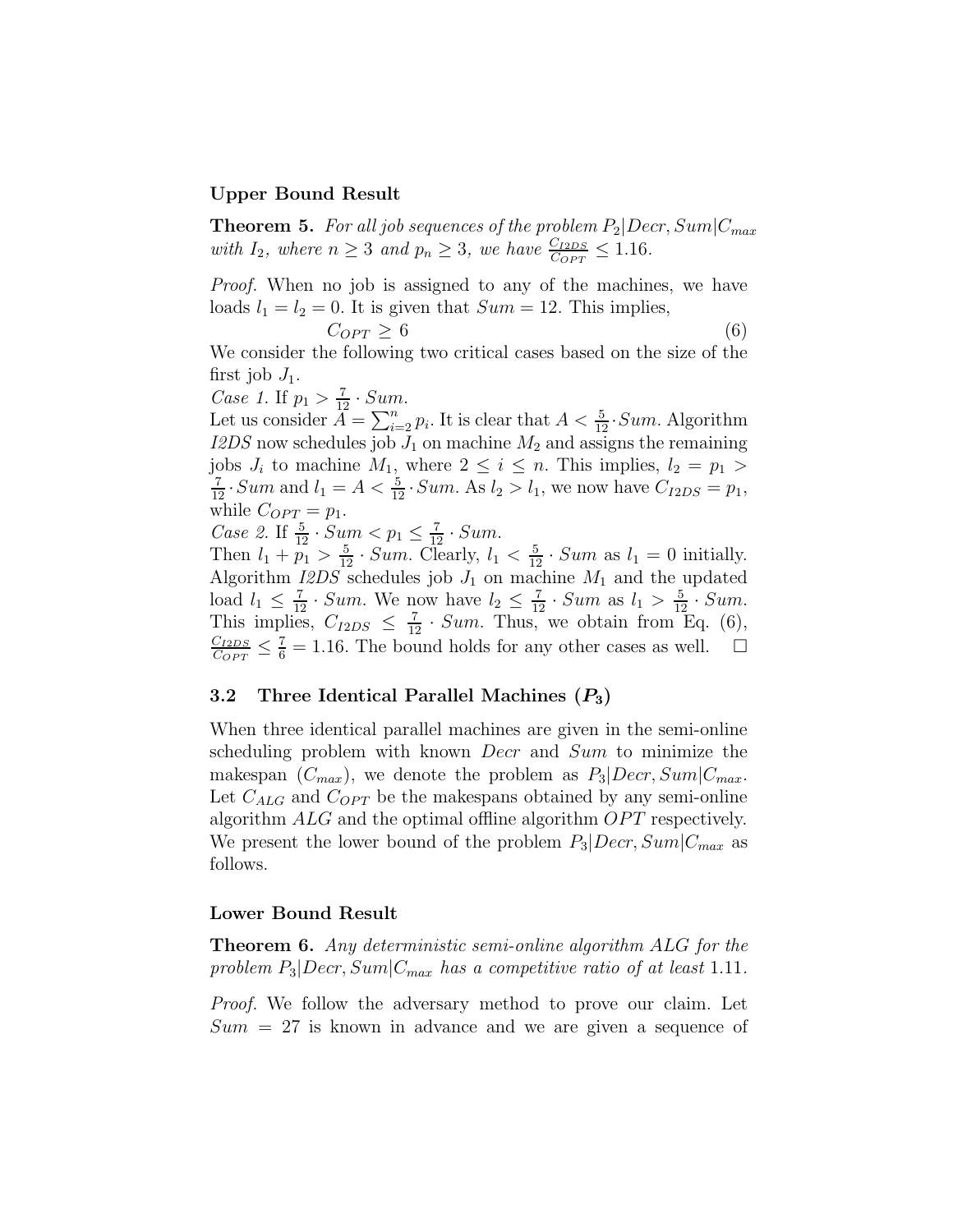**Upper Bound Result**

**Theorem 5.** *For all job sequences of the problem $P_2|Decr, Sum|C_{max}$ with $I_2$, where $n \geq 3$ and $p_n \geq 3$, we have $\frac{C_{I2DS}}{C_{OPT}} \leq 1.16$.*

*Proof.* When no job is assigned to any of the machines, we have loads $l_1 = l_2 = 0$. It is given that $Sum = 12$. This implies,

$$C_{OPT} \geq 6 \tag{6}$$

We consider the following two critical cases based on the size of the first job $J_1$.

*Case 1.* If $p_1 > \frac{7}{12} \cdot Sum$.

Let us consider $A = \sum_{i=2}^{n} p_i$. It is clear that $A < \frac{5}{12} \cdot Sum$. Algorithm *I2DS* now schedules job $J_1$ on machine $M_2$ and assigns the remaining jobs $J_i$ to machine $M_1$, where $2 \leq i \leq n$. This implies, $l_2 = p_1 > \frac{7}{12} \cdot Sum$ and $l_1 = A < \frac{5}{12} \cdot Sum$. As $l_2 > l_1$, we now have $C_{I2DS} = p_1$, while $C_{OPT} = p_1$.

*Case 2.* If $\frac{5}{12} \cdot Sum < p_1 \leq \frac{7}{12} \cdot Sum$.

Then $l_1 + p_1 > \frac{5}{12} \cdot Sum$. Clearly, $l_1 < \frac{5}{12} \cdot Sum$ as $l_1 = 0$ initially. Algorithm *I2DS* schedules job $J_1$ on machine $M_1$ and the updated load $l_1 \leq \frac{7}{12} \cdot Sum$. We now have $l_2 \leq \frac{7}{12} \cdot Sum$ as $l_1 > \frac{5}{12} \cdot Sum$. This implies, $C_{I2DS} \leq \frac{7}{12} \cdot Sum$. Thus, we obtain from Eq. (6), $\frac{C_{I2DS}}{C_{OPT}} \leq \frac{7}{6} = 1.16$. The bound holds for any other cases as well. $\square$

### 3.2 Three Identical Parallel Machines ($P_3$)

When three identical parallel machines are given in the semi-online scheduling problem with known *Decr* and *Sum* to minimize the makespan ($C_{max}$), we denote the problem as $P_3|Decr, Sum|C_{max}$. Let $C_{ALG}$ and $C_{OPT}$ be the makespans obtained by any semi-online algorithm *ALG* and the optimal offline algorithm *OPT* respectively. We present the lower bound of the problem $P_3|Decr, Sum|C_{max}$ as follows.

**Lower Bound Result**

**Theorem 6.** *Any deterministic semi-online algorithm ALG for the problem $P_3|Decr, Sum|C_{max}$ has a competitive ratio of at least 1.11.*

*Proof.* We follow the adversary method to prove our claim. Let $Sum = 27$ is known in advance and we are given a sequence of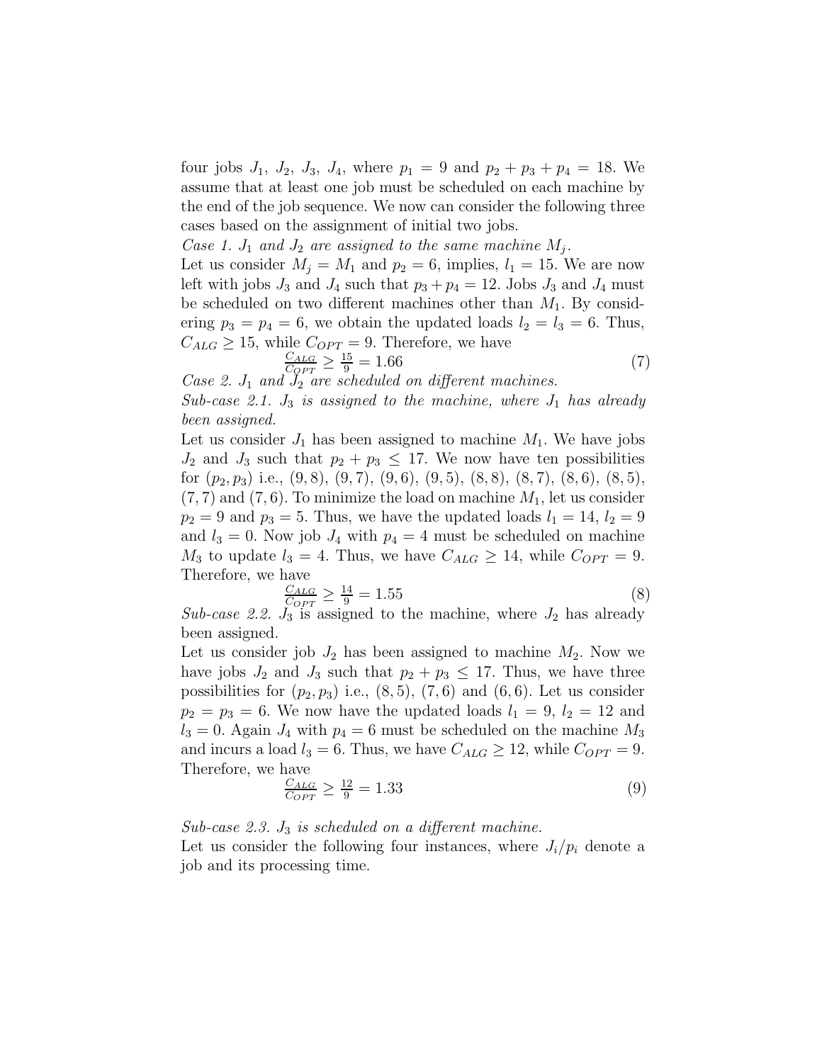four jobs $J_1$, $J_2$, $J_3$, $J_4$, where $p_1 = 9$ and $p_2 + p_3 + p_4 = 18$. We assume that at least one job must be scheduled on each machine by the end of the job sequence. We now can consider the following three cases based on the assignment of initial two jobs.

*Case 1. $J_1$ and $J_2$ are assigned to the same machine $M_j$.*

Let us consider $M_j = M_1$ and $p_2 = 6$, implies, $l_1 = 15$. We are now left with jobs $J_3$ and $J_4$ such that $p_3 + p_4 = 12$. Jobs $J_3$ and $J_4$ must be scheduled on two different machines other than $M_1$. By considering $p_3 = p_4 = 6$, we obtain the updated loads $l_2 = l_3 = 6$. Thus, $C_{ALG} \geq 15$, while $C_{OPT} = 9$. Therefore, we have

$$\frac{C_{ALG}}{C_{OPT}} \geq \frac{15}{9} = 1.66 \tag{7}$$

*Case 2. $J_1$ and $J_2$ are scheduled on different machines.*

*Sub-case 2.1. $J_3$ is assigned to the machine, where $J_1$ has already been assigned.*

Let us consider $J_1$ has been assigned to machine $M_1$. We have jobs $J_2$ and $J_3$ such that $p_2 + p_3 \leq 17$. We now have ten possibilities for $(p_2, p_3)$ i.e., $(9, 8)$, $(9, 7)$, $(9, 6)$, $(9, 5)$, $(8, 8)$, $(8, 7)$, $(8, 6)$, $(8, 5)$, $(7, 7)$ and $(7, 6)$. To minimize the load on machine $M_1$, let us consider $p_2 = 9$ and $p_3 = 5$. Thus, we have the updated loads $l_1 = 14$, $l_2 = 9$ and $l_3 = 0$. Now job $J_4$ with $p_4 = 4$ must be scheduled on machine $M_3$ to update $l_3 = 4$. Thus, we have $C_{ALG} \geq 14$, while $C_{OPT} = 9$. Therefore, we have

$$\frac{C_{ALG}}{C_{OPT}} \geq \frac{14}{9} = 1.55 \tag{8}$$

*Sub-case 2.2. $J_3$ is assigned to the machine, where $J_2$ has already been assigned.*

Let us consider job $J_2$ has been assigned to machine $M_2$. Now we have jobs $J_2$ and $J_3$ such that $p_2 + p_3 \leq 17$. Thus, we have three possibilities for $(p_2, p_3)$ i.e., $(8, 5)$, $(7, 6)$ and $(6, 6)$. Let us consider $p_2 = p_3 = 6$. We now have the updated loads $l_1 = 9$, $l_2 = 12$ and $l_3 = 0$. Again $J_4$ with $p_4 = 6$ must be scheduled on the machine $M_3$ and incurs a load $l_3 = 6$. Thus, we have $C_{ALG} \geq 12$, while $C_{OPT} = 9$. Therefore, we have

$$\frac{C_{ALG}}{C_{OPT}} \geq \frac{12}{9} = 1.33 \tag{9}$$

*Sub-case 2.3. $J_3$ is scheduled on a different machine.*

Let us consider the following four instances, where $J_i/p_i$ denote a job and its processing time.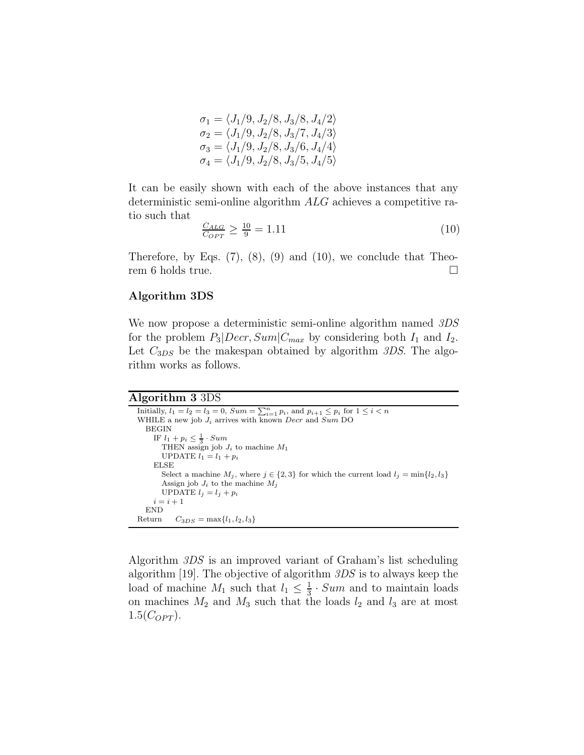$$\sigma_1 = \langle J_1/9, J_2/8, J_3/8, J_4/2\rangle$$
$$\sigma_2 = \langle J_1/9, J_2/8, J_3/7, J_4/3\rangle$$
$$\sigma_3 = \langle J_1/9, J_2/8, J_3/6, J_4/4\rangle$$
$$\sigma_4 = \langle J_1/9, J_2/8, J_3/5, J_4/5\rangle$$

It can be easily shown with each of the above instances that any deterministic semi-online algorithm $ALG$ achieves a competitive ratio such that

$$\frac{C_{ALG}}{C_{OPT}} \geq \frac{10}{9} = 1.11 \tag{10}$$

Therefore, by Eqs. (7), (8), (9) and (10), we conclude that Theorem 6 holds true. □

**Algorithm 3DS**

We now propose a deterministic semi-online algorithm named *3DS* for the problem $P_3|Decr, Sum|C_{max}$ by considering both $I_1$ and $I_2$. Let $C_{3DS}$ be the makespan obtained by algorithm *3DS*. The algorithm works as follows.

**Algorithm 3** 3DS

```
Initially, l1 = l2 = l3 = 0, Sum = Σ_{i=1}^{n} p_i, and p_{i+1} ≤ p_i for 1 ≤ i < n
WHILE a new job J_i arrives with known Decr and Sum DO
  BEGIN
    IF l1 + p_i ≤ (1/3) · Sum
      THEN assign job J_i to machine M1
      UPDATE l1 = l1 + p_i
    ELSE
      Select a machine M_j, where j ∈ {2, 3} for which the current load l_j = min{l2, l3}
      Assign job J_i to the machine M_j
      UPDATE l_j = l_j + p_i
    i = i + 1
  END
Return    C_3DS = max{l1, l2, l3}
```

Algorithm *3DS* is an improved variant of Graham's list scheduling algorithm [19]. The objective of algorithm *3DS* is to always keep the load of machine $M_1$ such that $l_1 \leq \frac{1}{3} \cdot Sum$ and to maintain loads on machines $M_2$ and $M_3$ such that the loads $l_2$ and $l_3$ are at most $1.5(C_{OPT})$.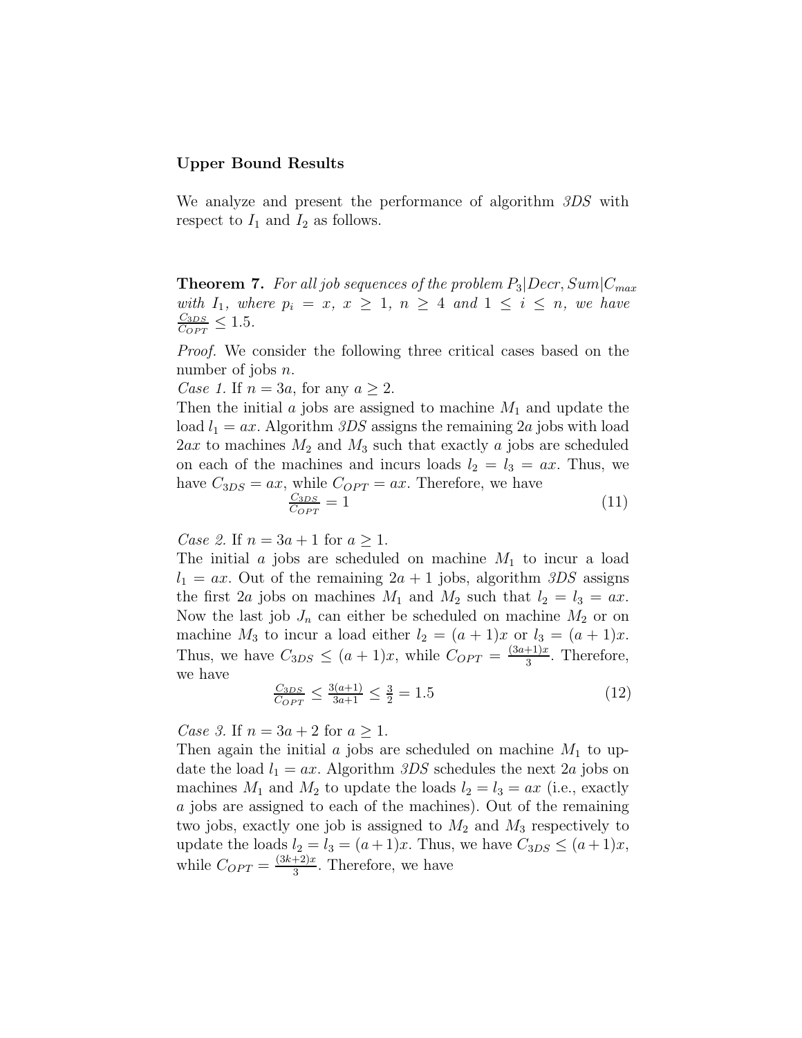**Upper Bound Results**

We analyze and present the performance of algorithm *3DS* with respect to $I_1$ and $I_2$ as follows.

**Theorem 7.** *For all job sequences of the problem $P_3|Decr, Sum|C_{max}$ with $I_1$, where $p_i = x$, $x \geq 1$, $n \geq 4$ and $1 \leq i \leq n$, we have $\frac{C_{3DS}}{C_{OPT}} \leq 1.5$.*

*Proof.* We consider the following three critical cases based on the number of jobs $n$.

*Case 1.* If $n = 3a$, for any $a \geq 2$.

Then the initial $a$ jobs are assigned to machine $M_1$ and update the load $l_1 = ax$. Algorithm *3DS* assigns the remaining $2a$ jobs with load $2ax$ to machines $M_2$ and $M_3$ such that exactly $a$ jobs are scheduled on each of the machines and incurs loads $l_2 = l_3 = ax$. Thus, we have $C_{3DS} = ax$, while $C_{OPT} = ax$. Therefore, we have

$$\frac{C_{3DS}}{C_{OPT}} = 1 \tag{11}$$

*Case 2.* If $n = 3a + 1$ for $a \geq 1$.

The initial $a$ jobs are scheduled on machine $M_1$ to incur a load $l_1 = ax$. Out of the remaining $2a + 1$ jobs, algorithm *3DS* assigns the first $2a$ jobs on machines $M_1$ and $M_2$ such that $l_2 = l_3 = ax$. Now the last job $J_n$ can either be scheduled on machine $M_2$ or on machine $M_3$ to incur a load either $l_2 = (a + 1)x$ or $l_3 = (a + 1)x$. Thus, we have $C_{3DS} \leq (a + 1)x$, while $C_{OPT} = \frac{(3a+1)x}{3}$. Therefore, we have

$$\frac{C_{3DS}}{C_{OPT}} \leq \frac{3(a+1)}{3a+1} \leq \frac{3}{2} = 1.5 \tag{12}$$

*Case 3.* If $n = 3a + 2$ for $a \geq 1$.

Then again the initial $a$ jobs are scheduled on machine $M_1$ to update the load $l_1 = ax$. Algorithm *3DS* schedules the next $2a$ jobs on machines $M_1$ and $M_2$ to update the loads $l_2 = l_3 = ax$ (i.e., exactly $a$ jobs are assigned to each of the machines). Out of the remaining two jobs, exactly one job is assigned to $M_2$ and $M_3$ respectively to update the loads $l_2 = l_3 = (a + 1)x$. Thus, we have $C_{3DS} \leq (a + 1)x$, while $C_{OPT} = \frac{(3k+2)x}{3}$. Therefore, we have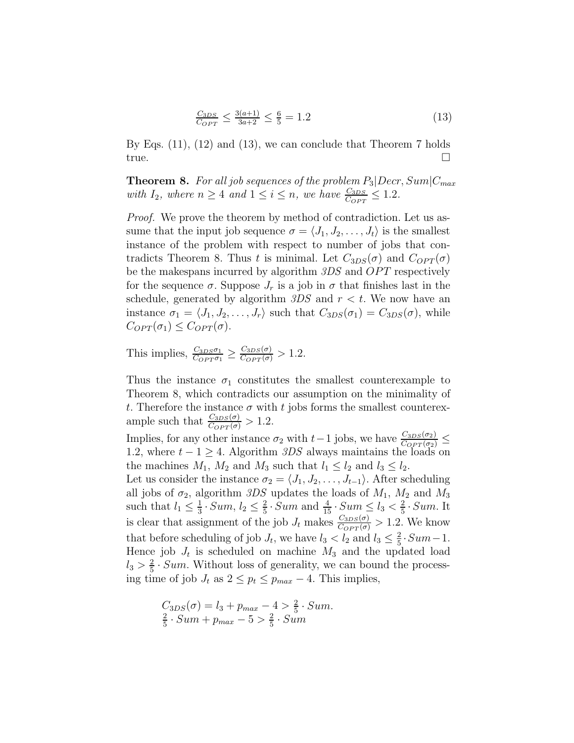$$\frac{C_{3DS}}{C_{OPT}} \leq \frac{3(a+1)}{3a+2} \leq \frac{6}{5} = 1.2 \tag{13}$$

By Eqs. (11), (12) and (13), we can conclude that Theorem 7 holds true. □

**Theorem 8.** *For all job sequences of the problem $P_3|Decr, Sum|C_{max}$ with $I_2$, where $n \geq 4$ and $1 \leq i \leq n$, we have $\frac{C_{3DS}}{C_{OPT}} \leq 1.2$.*

*Proof.* We prove the theorem by method of contradiction. Let us assume that the input job sequence $\sigma = \langle J_1, J_2, \ldots, J_t \rangle$ is the smallest instance of the problem with respect to number of jobs that contradicts Theorem 8. Thus $t$ is minimal. Let $C_{3DS}(\sigma)$ and $C_{OPT}(\sigma)$ be the makespans incurred by algorithm *3DS* and $OPT$ respectively for the sequence $\sigma$. Suppose $J_r$ is a job in $\sigma$ that finishes last in the schedule, generated by algorithm *3DS* and $r < t$. We now have an instance $\sigma_1 = \langle J_1, J_2, \ldots, J_r \rangle$ such that $C_{3DS}(\sigma_1) = C_{3DS}(\sigma)$, while $C_{OPT}(\sigma_1) \leq C_{OPT}(\sigma)$.

This implies, $\frac{C_{3DS}\sigma_1}{C_{OPT}\sigma_1} \geq \frac{C_{3DS}(\sigma)}{C_{OPT}(\sigma)} > 1.2$.

Thus the instance $\sigma_1$ constitutes the smallest counterexample to Theorem 8, which contradicts our assumption on the minimality of $t$. Therefore the instance $\sigma$ with $t$ jobs forms the smallest counterexample such that $\frac{C_{3DS}(\sigma)}{C_{OPT}(\sigma)} > 1.2$.

Implies, for any other instance $\sigma_2$ with $t-1$ jobs, we have $\frac{C_{3DS}(\sigma_2)}{C_{OPT}(\sigma_2)} \leq 1.2$, where $t-1 \geq 4$. Algorithm *3DS* always maintains the loads on the machines $M_1$, $M_2$ and $M_3$ such that $l_1 \leq l_2$ and $l_3 \leq l_2$.

Let us consider the instance $\sigma_2 = \langle J_1, J_2, \ldots, J_{t-1} \rangle$. After scheduling all jobs of $\sigma_2$, algorithm *3DS* updates the loads of $M_1$, $M_2$ and $M_3$ such that $l_1 \leq \frac{1}{3} \cdot Sum$, $l_2 \leq \frac{2}{5} \cdot Sum$ and $\frac{4}{15} \cdot Sum \leq l_3 < \frac{2}{5} \cdot Sum$. It is clear that assignment of the job $J_t$ makes $\frac{C_{3DS}(\sigma)}{C_{OPT}(\sigma)} > 1.2$. We know that before scheduling of job $J_t$, we have $l_3 < l_2$ and $l_3 \leq \frac{2}{5} \cdot Sum - 1$. Hence job $J_t$ is scheduled on machine $M_3$ and the updated load $l_3 > \frac{2}{5} \cdot Sum$. Without loss of generality, we can bound the processing time of job $J_t$ as $2 \leq p_t \leq p_{max} - 4$. This implies,

$$C_{3DS}(\sigma) = l_3 + p_{max} - 4 > \frac{2}{5} \cdot Sum.$$
$$\frac{2}{5} \cdot Sum + p_{max} - 5 > \frac{2}{5} \cdot Sum$$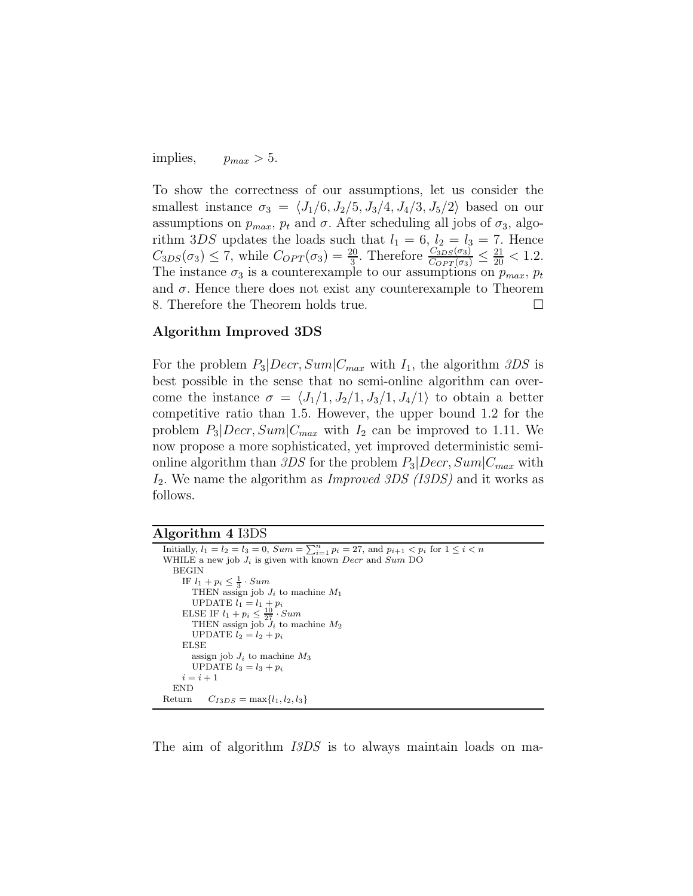implies, $\quad p_{max} > 5$.

To show the correctness of our assumptions, let us consider the smallest instance $\sigma_3 = \langle J_1/6, J_2/5, J_3/4, J_4/3, J_5/2\rangle$ based on our assumptions on $p_{max}$, $p_t$ and $\sigma$. After scheduling all jobs of $\sigma_3$, algorithm $3DS$ updates the loads such that $l_1 = 6$, $l_2 = l_3 = 7$. Hence $C_{3DS}(\sigma_3) \leq 7$, while $C_{OPT}(\sigma_3) = \frac{20}{3}$. Therefore $\frac{C_{3DS}(\sigma_3)}{C_{OPT}(\sigma_3)} \leq \frac{21}{20} < 1.2$. The instance $\sigma_3$ is a counterexample to our assumptions on $p_{max}$, $p_t$ and $\sigma$. Hence there does not exist any counterexample to Theorem 8. Therefore the Theorem holds true. □

**Algorithm Improved 3DS**

For the problem $P_3|Decr, Sum|C_{max}$ with $I_1$, the algorithm *3DS* is best possible in the sense that no semi-online algorithm can overcome the instance $\sigma = \langle J_1/1, J_2/1, J_3/1, J_4/1\rangle$ to obtain a better competitive ratio than 1.5. However, the upper bound 1.2 for the problem $P_3|Decr, Sum|C_{max}$ with $I_2$ can be improved to 1.11. We now propose a more sophisticated, yet improved deterministic semi-online algorithm than *3DS* for the problem $P_3|Decr, Sum|C_{max}$ with $I_2$. We name the algorithm as *Improved 3DS (I3DS)* and it works as follows.

**Algorithm 4** I3DS

```
Initially, l_1 = l_2 = l_3 = 0, Sum = Σ_{i=1}^{n} p_i = 27, and p_{i+1} < p_i for 1 ≤ i < n
WHILE a new job J_i is given with known Decr and Sum DO
  BEGIN
    IF l_1 + p_i ≤ (1/3) · Sum
      THEN assign job J_i to machine M_1
      UPDATE l_1 = l_1 + p_i
    ELSE IF l_1 + p_i ≤ (10/27) · Sum
      THEN assign job J_i to machine M_2
      UPDATE l_2 = l_2 + p_i
    ELSE
      assign job J_i to machine M_3
      UPDATE l_3 = l_3 + p_i
    i = i + 1
  END
Return    C_I3DS = max{l_1, l_2, l_3}
```

The aim of algorithm *I3DS* is to always maintain loads on ma-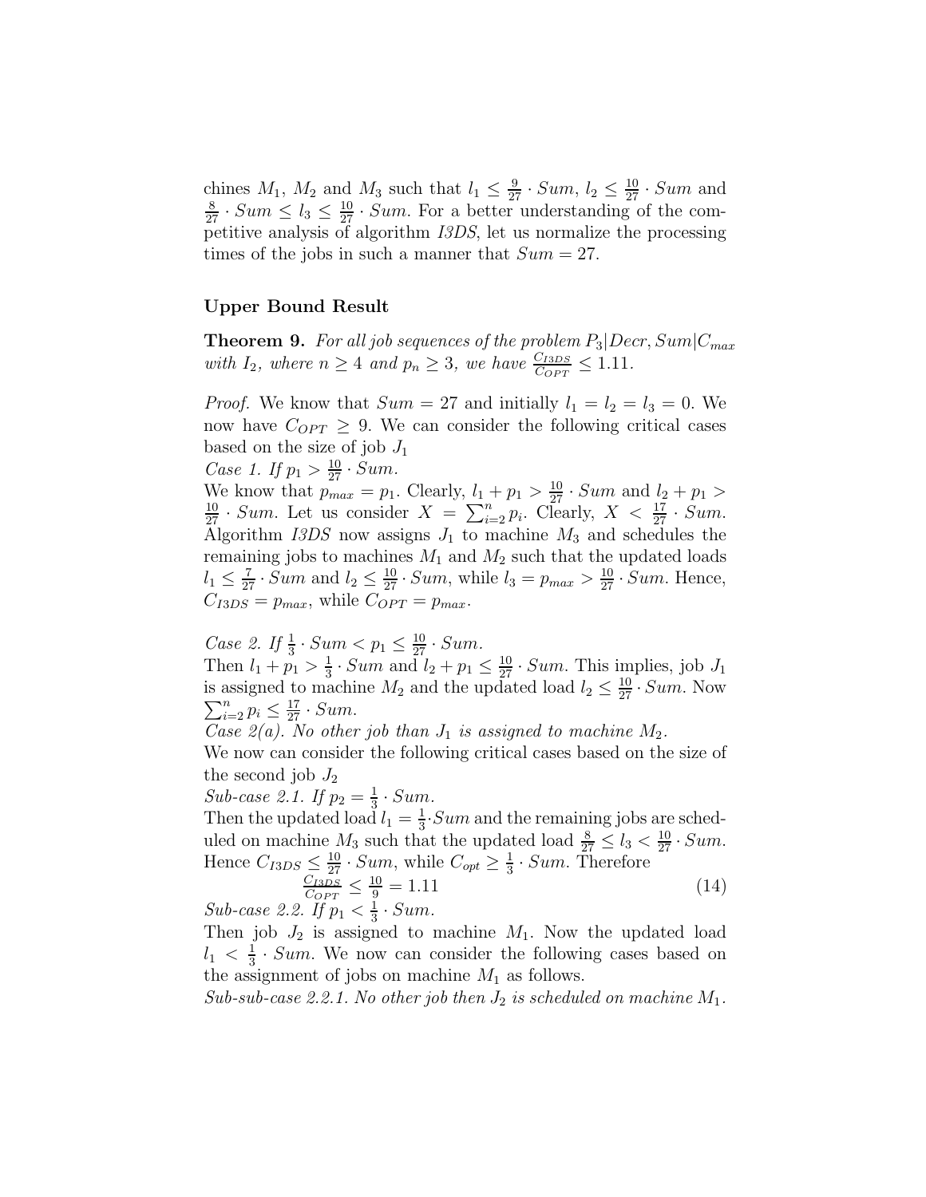chines $M_1$, $M_2$ and $M_3$ such that $l_1 \leq \frac{9}{27} \cdot Sum$, $l_2 \leq \frac{10}{27} \cdot Sum$ and $\frac{8}{27} \cdot Sum \leq l_3 \leq \frac{10}{27} \cdot Sum$. For a better understanding of the competitive analysis of algorithm *I3DS*, let us normalize the processing times of the jobs in such a manner that $Sum = 27$.

### Upper Bound Result

**Theorem 9.** *For all job sequences of the problem $P_3|Decr, Sum|C_{max}$ with $I_2$, where $n \geq 4$ and $p_n \geq 3$, we have $\frac{C_{I3DS}}{C_{OPT}} \leq 1.11$.*

*Proof.* We know that $Sum = 27$ and initially $l_1 = l_2 = l_3 = 0$. We now have $C_{OPT} \geq 9$. We can consider the following critical cases based on the size of job $J_1$

*Case 1. If $p_1 > \frac{10}{27} \cdot Sum$.*

We know that $p_{max} = p_1$. Clearly, $l_1 + p_1 > \frac{10}{27} \cdot Sum$ and $l_2 + p_1 > \frac{10}{27} \cdot Sum$. Let us consider $X = \sum_{i=2}^{n} p_i$. Clearly, $X < \frac{17}{27} \cdot Sum$. Algorithm *I3DS* now assigns $J_1$ to machine $M_3$ and schedules the remaining jobs to machines $M_1$ and $M_2$ such that the updated loads $l_1 \leq \frac{7}{27} \cdot Sum$ and $l_2 \leq \frac{10}{27} \cdot Sum$, while $l_3 = p_{max} > \frac{10}{27} \cdot Sum$. Hence, $C_{I3DS} = p_{max}$, while $C_{OPT} = p_{max}$.

*Case 2. If $\frac{1}{3} \cdot Sum < p_1 \leq \frac{10}{27} \cdot Sum$.*

Then $l_1 + p_1 > \frac{1}{3} \cdot Sum$ and $l_2 + p_1 \leq \frac{10}{27} \cdot Sum$. This implies, job $J_1$ is assigned to machine $M_2$ and the updated load $l_2 \leq \frac{10}{27} \cdot Sum$. Now $\sum_{i=2}^{n} p_i \leq \frac{17}{27} \cdot Sum$.

*Case 2(a). No other job than $J_1$ is assigned to machine $M_2$.*

We now can consider the following critical cases based on the size of the second job $J_2$

*Sub-case 2.1. If $p_2 = \frac{1}{3} \cdot Sum$.*

Then the updated load $l_1 = \frac{1}{3} \cdot Sum$ and the remaining jobs are scheduled on machine $M_3$ such that the updated load $\frac{8}{27} \leq l_3 < \frac{10}{27} \cdot Sum$. Hence $C_{I3DS} \leq \frac{10}{27} \cdot Sum$, while $C_{opt} \geq \frac{1}{3} \cdot Sum$. Therefore

$$\frac{C_{I3DS}}{C_{OPT}} \leq \frac{10}{9} = 1.11 \tag{14}$$

*Sub-case 2.2. If $p_1 < \frac{1}{3} \cdot Sum$.*

Then job $J_2$ is assigned to machine $M_1$. Now the updated load $l_1 < \frac{1}{3} \cdot Sum$. We now can consider the following cases based on the assignment of jobs on machine $M_1$ as follows.

*Sub-sub-case 2.2.1. No other job then $J_2$ is scheduled on machine $M_1$.*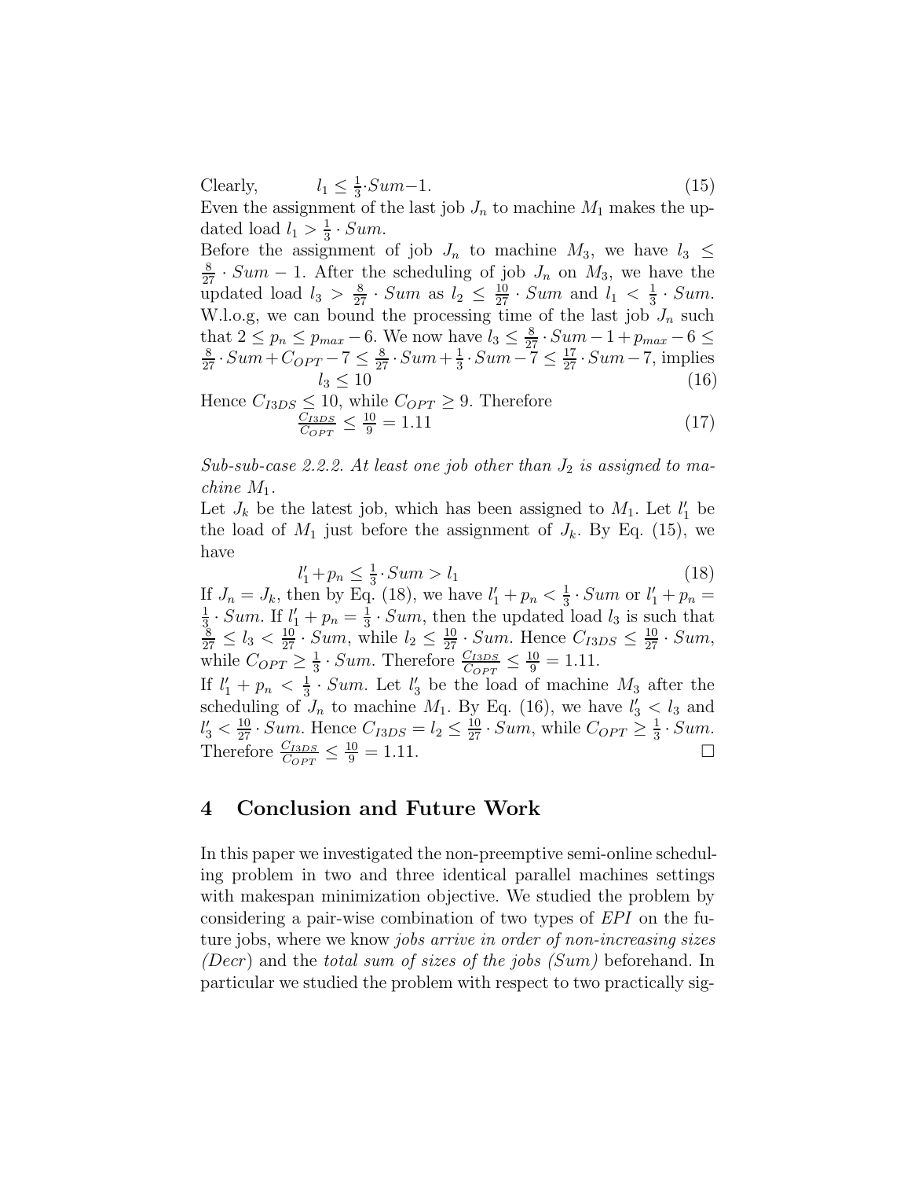Clearly, $$l_1 \leq \frac{1}{3} \cdot Sum - 1. \tag{15}$$

Even the assignment of the last job $J_n$ to machine $M_1$ makes the updated load $l_1 > \frac{1}{3} \cdot Sum$.

Before the assignment of job $J_n$ to machine $M_3$, we have $l_3 \leq \frac{8}{27} \cdot Sum - 1$. After the scheduling of job $J_n$ on $M_3$, we have the updated load $l_3 > \frac{8}{27} \cdot Sum$ as $l_2 \leq \frac{10}{27} \cdot Sum$ and $l_1 < \frac{1}{3} \cdot Sum$. W.l.o.g, we can bound the processing time of the last job $J_n$ such that $2 \leq p_n \leq p_{max} - 6$. We now have $l_3 \leq \frac{8}{27} \cdot Sum - 1 + p_{max} - 6 \leq \frac{8}{27} \cdot Sum + C_{OPT} - 7 \leq \frac{8}{27} \cdot Sum + \frac{1}{3} \cdot Sum - 7 \leq \frac{17}{27} \cdot Sum - 7$, implies

$$l_3 \leq 10 \tag{16}$$

Hence $C_{I3DS} \leq 10$, while $C_{OPT} \geq 9$. Therefore

$$\frac{C_{I3DS}}{C_{OPT}} \leq \frac{10}{9} = 1.11 \tag{17}$$

*Sub-sub-case 2.2.2. At least one job other than $J_2$ is assigned to machine $M_1$.*

Let $J_k$ be the latest job, which has been assigned to $M_1$. Let $l'_1$ be the load of $M_1$ just before the assignment of $J_k$. By Eq. (15), we have

$$l'_1 + p_n \leq \frac{1}{3} \cdot Sum > l_1 \tag{18}$$

If $J_n = J_k$, then by Eq. (18), we have $l'_1 + p_n < \frac{1}{3} \cdot Sum$ or $l'_1 + p_n = \frac{1}{3} \cdot Sum$. If $l'_1 + p_n = \frac{1}{3} \cdot Sum$, then the updated load $l_3$ is such that $\frac{8}{27} \leq l_3 < \frac{10}{27} \cdot Sum$, while $l_2 \leq \frac{10}{27} \cdot Sum$. Hence $C_{I3DS} \leq \frac{10}{27} \cdot Sum$, while $C_{OPT} \geq \frac{1}{3} \cdot Sum$. Therefore $\frac{C_{I3DS}}{C_{OPT}} \leq \frac{10}{9} = 1.11$.

If $l'_1 + p_n < \frac{1}{3} \cdot Sum$. Let $l'_3$ be the load of machine $M_3$ after the scheduling of $J_n$ to machine $M_1$. By Eq. (16), we have $l'_3 < l_3$ and $l'_3 < \frac{10}{27} \cdot Sum$. Hence $C_{I3DS} = l_2 \leq \frac{10}{27} \cdot Sum$, while $C_{OPT} \geq \frac{1}{3} \cdot Sum$. Therefore $\frac{C_{I3DS}}{C_{OPT}} \leq \frac{10}{9} = 1.11$. □

## 4 Conclusion and Future Work

In this paper we investigated the non-preemptive semi-online scheduling problem in two and three identical parallel machines settings with makespan minimization objective. We studied the problem by considering a pair-wise combination of two types of *EPI* on the future jobs, where we know *jobs arrive in order of non-increasing sizes (Decr)* and the *total sum of sizes of the jobs (Sum)* beforehand. In particular we studied the problem with respect to two practically sig-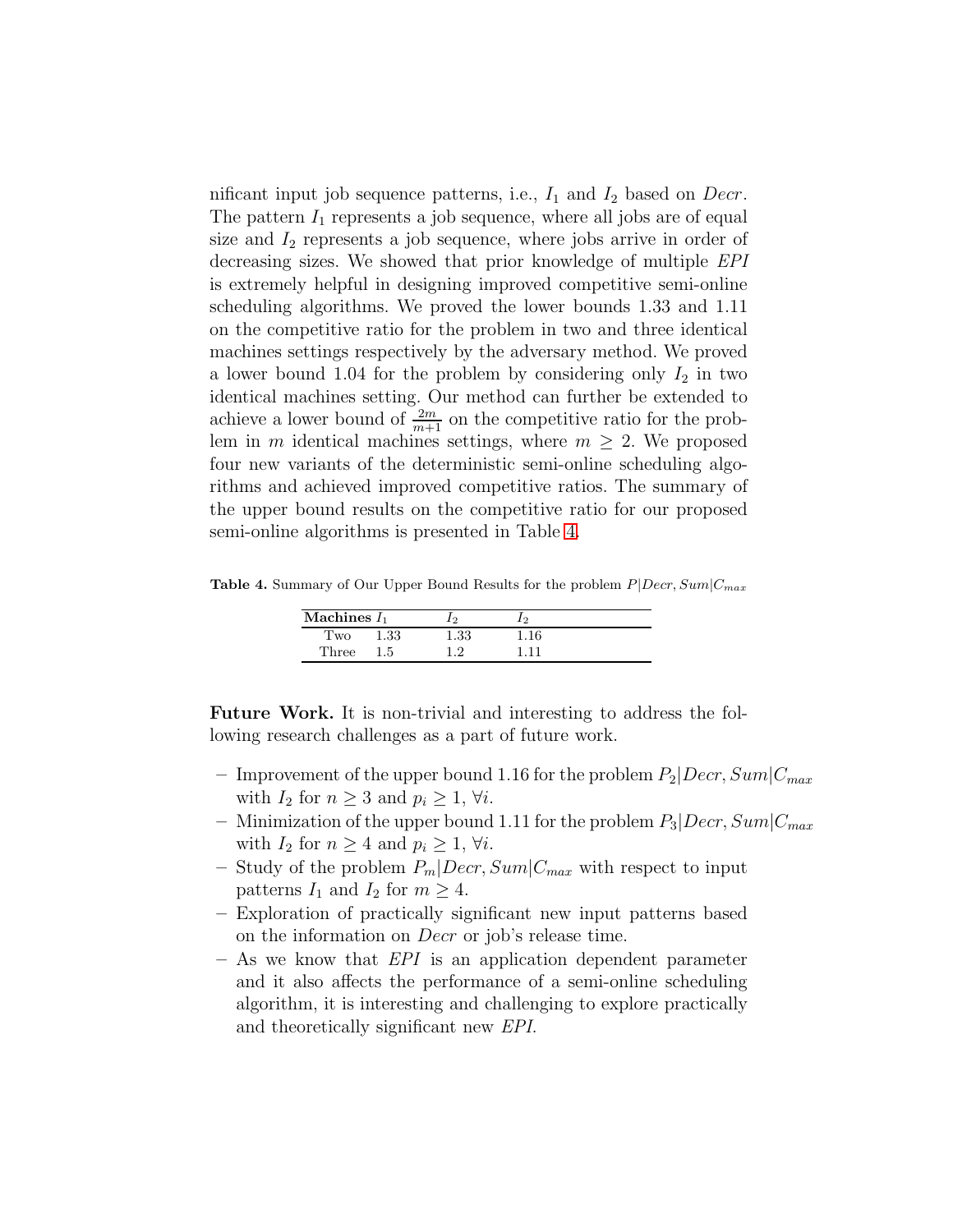nificant input job sequence patterns, i.e., $I_1$ and $I_2$ based on *Decr*. The pattern $I_1$ represents a job sequence, where all jobs are of equal size and $I_2$ represents a job sequence, where jobs arrive in order of decreasing sizes. We showed that prior knowledge of multiple *EPI* is extremely helpful in designing improved competitive semi-online scheduling algorithms. We proved the lower bounds 1.33 and 1.11 on the competitive ratio for the problem in two and three identical machines settings respectively by the adversary method. We proved a lower bound 1.04 for the problem by considering only $I_2$ in two identical machines setting. Our method can further be extended to achieve a lower bound of $\frac{2m}{m+1}$ on the competitive ratio for the problem in $m$ identical machines settings, where $m \geq 2$. We proposed four new variants of the deterministic semi-online scheduling algorithms and achieved improved competitive ratios. The summary of the upper bound results on the competitive ratio for our proposed semi-online algorithms is presented in Table 4.

**Table 4.** Summary of Our Upper Bound Results for the problem $P|Decr, Sum|C_{max}$

| **Machines** | $I_1$ | $I_2$ | $I_2$ |
|---|---|---|---|
| Two | 1.33 | 1.33 | 1.16 |
| Three | 1.5 | 1.2 | 1.11 |

**Future Work.** It is non-trivial and interesting to address the following research challenges as a part of future work.

- Improvement of the upper bound 1.16 for the problem $P_2|Decr, Sum|C_{max}$ with $I_2$ for $n \geq 3$ and $p_i \geq 1$, $\forall i$.
- Minimization of the upper bound 1.11 for the problem $P_3|Decr, Sum|C_{max}$ with $I_2$ for $n \geq 4$ and $p_i \geq 1$, $\forall i$.
- Study of the problem $P_m|Decr, Sum|C_{max}$ with respect to input patterns $I_1$ and $I_2$ for $m \geq 4$.
- Exploration of practically significant new input patterns based on the information on *Decr* or job's release time.
- As we know that *EPI* is an application dependent parameter and it also affects the performance of a semi-online scheduling algorithm, it is interesting and challenging to explore practically and theoretically significant new *EPI*.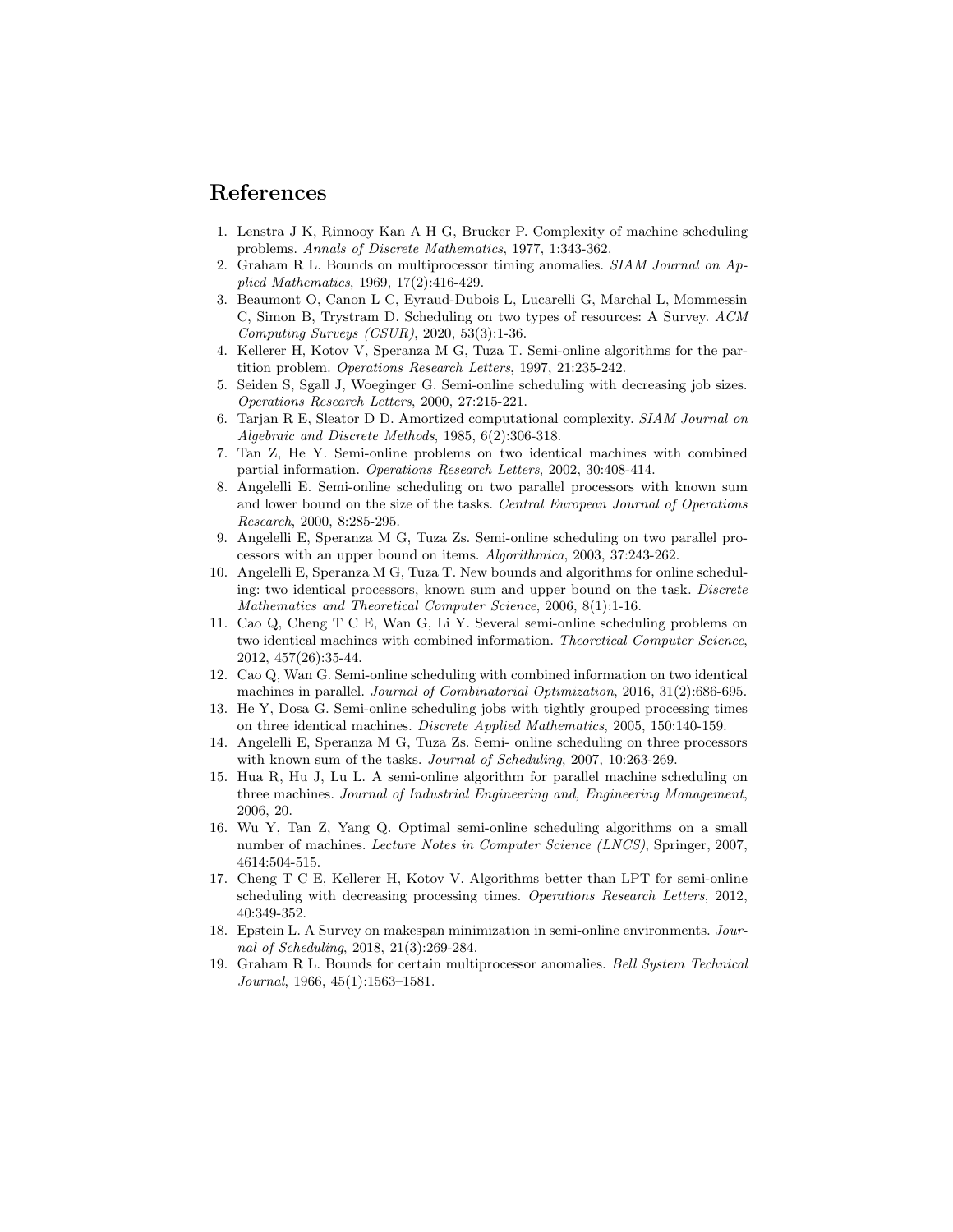## References

1. Lenstra J K, Rinnooy Kan A H G, Brucker P. Complexity of machine scheduling problems. *Annals of Discrete Mathematics*, 1977, 1:343-362.
2. Graham R L. Bounds on multiprocessor timing anomalies. *SIAM Journal on Applied Mathematics*, 1969, 17(2):416-429.
3. Beaumont O, Canon L C, Eyraud-Dubois L, Lucarelli G, Marchal L, Mommessin C, Simon B, Trystram D. Scheduling on two types of resources: A Survey. *ACM Computing Surveys (CSUR)*, 2020, 53(3):1-36.
4. Kellerer H, Kotov V, Speranza M G, Tuza T. Semi-online algorithms for the partition problem. *Operations Research Letters*, 1997, 21:235-242.
5. Seiden S, Sgall J, Woeginger G. Semi-online scheduling with decreasing job sizes. *Operations Research Letters*, 2000, 27:215-221.
6. Tarjan R E, Sleator D D. Amortized computational complexity. *SIAM Journal on Algebraic and Discrete Methods*, 1985, 6(2):306-318.
7. Tan Z, He Y. Semi-online problems on two identical machines with combined partial information. *Operations Research Letters*, 2002, 30:408-414.
8. Angelelli E. Semi-online scheduling on two parallel processors with known sum and lower bound on the size of the tasks. *Central European Journal of Operations Research*, 2000, 8:285-295.
9. Angelelli E, Speranza M G, Tuza Zs. Semi-online scheduling on two parallel processors with an upper bound on items. *Algorithmica*, 2003, 37:243-262.
10. Angelelli E, Speranza M G, Tuza T. New bounds and algorithms for online scheduling: two identical processors, known sum and upper bound on the task. *Discrete Mathematics and Theoretical Computer Science*, 2006, 8(1):1-16.
11. Cao Q, Cheng T C E, Wan G, Li Y. Several semi-online scheduling problems on two identical machines with combined information. *Theoretical Computer Science*, 2012, 457(26):35-44.
12. Cao Q, Wan G. Semi-online scheduling with combined information on two identical machines in parallel. *Journal of Combinatorial Optimization*, 2016, 31(2):686-695.
13. He Y, Dosa G. Semi-online scheduling jobs with tightly grouped processing times on three identical machines. *Discrete Applied Mathematics*, 2005, 150:140-159.
14. Angelelli E, Speranza M G, Tuza Zs. Semi- online scheduling on three processors with known sum of the tasks. *Journal of Scheduling*, 2007, 10:263-269.
15. Hua R, Hu J, Lu L. A semi-online algorithm for parallel machine scheduling on three machines. *Journal of Industrial Engineering and, Engineering Management*, 2006, 20.
16. Wu Y, Tan Z, Yang Q. Optimal semi-online scheduling algorithms on a small number of machines. *Lecture Notes in Computer Science (LNCS)*, Springer, 2007, 4614:504-515.
17. Cheng T C E, Kellerer H, Kotov V. Algorithms better than LPT for semi-online scheduling with decreasing processing times. *Operations Research Letters*, 2012, 40:349-352.
18. Epstein L. A Survey on makespan minimization in semi-online environments. *Journal of Scheduling*, 2018, 21(3):269-284.
19. Graham R L. Bounds for certain multiprocessor anomalies. *Bell System Technical Journal*, 1966, 45(1):1563–1581.